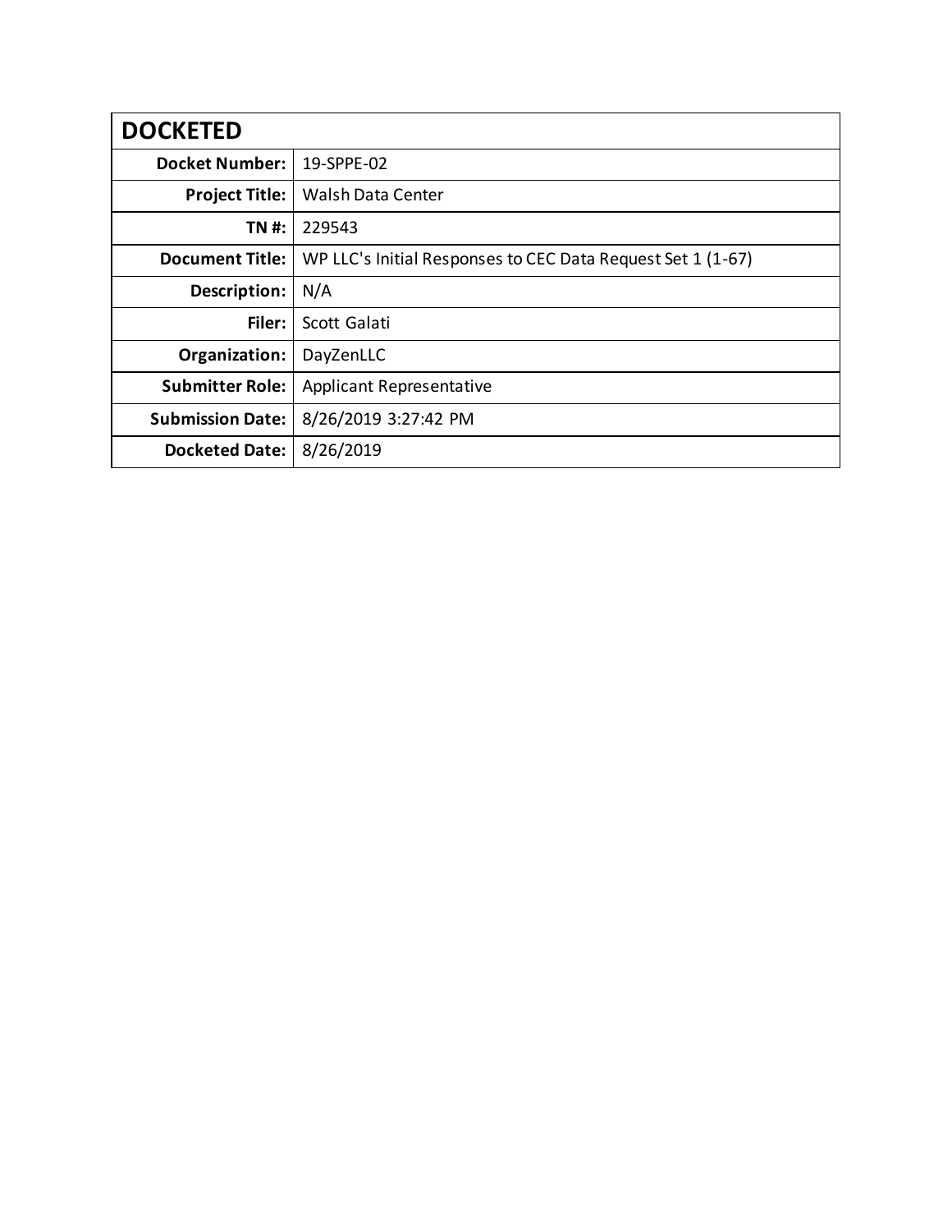| DOCKETED | |
|---|---|
| **Docket Number:** | 19-SPPE-02 |
| **Project Title:** | Walsh Data Center |
| **TN #:** | 229543 |
| **Document Title:** | WP LLC's Initial Responses to CEC Data Request Set 1 (1-67) |
| **Description:** | N/A |
| **Filer:** | Scott Galati |
| **Organization:** | DayZenLLC |
| **Submitter Role:** | Applicant Representative |
| **Submission Date:** | 8/26/2019 3:27:42 PM |
| **Docketed Date:** | 8/26/2019 |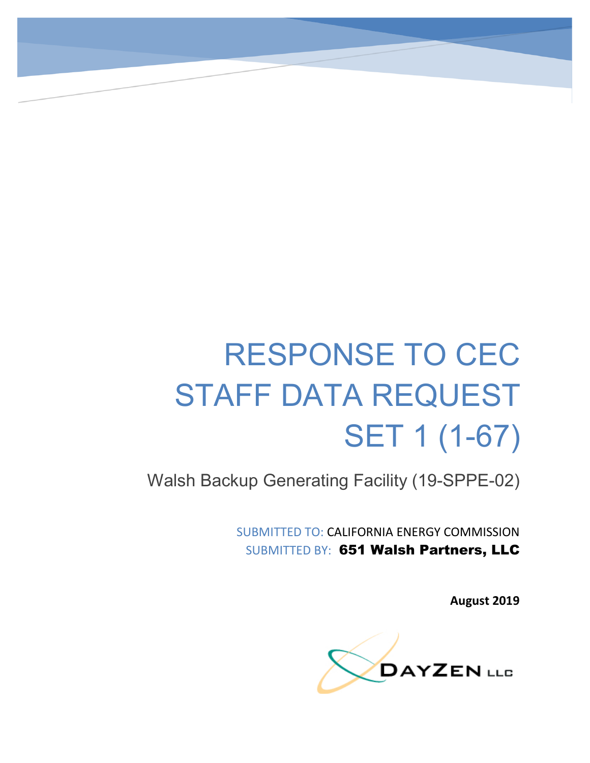# RESPONSE TO CEC STAFF DATA REQUEST SET 1 (1-67)

Walsh Backup Generating Facility (19-SPPE-02)

SUBMITTED TO: CALIFORNIA ENERGY COMMISSION

SUBMITTED BY: **651 Walsh Partners, LLC**

**August 2019**

DAYZEN LLC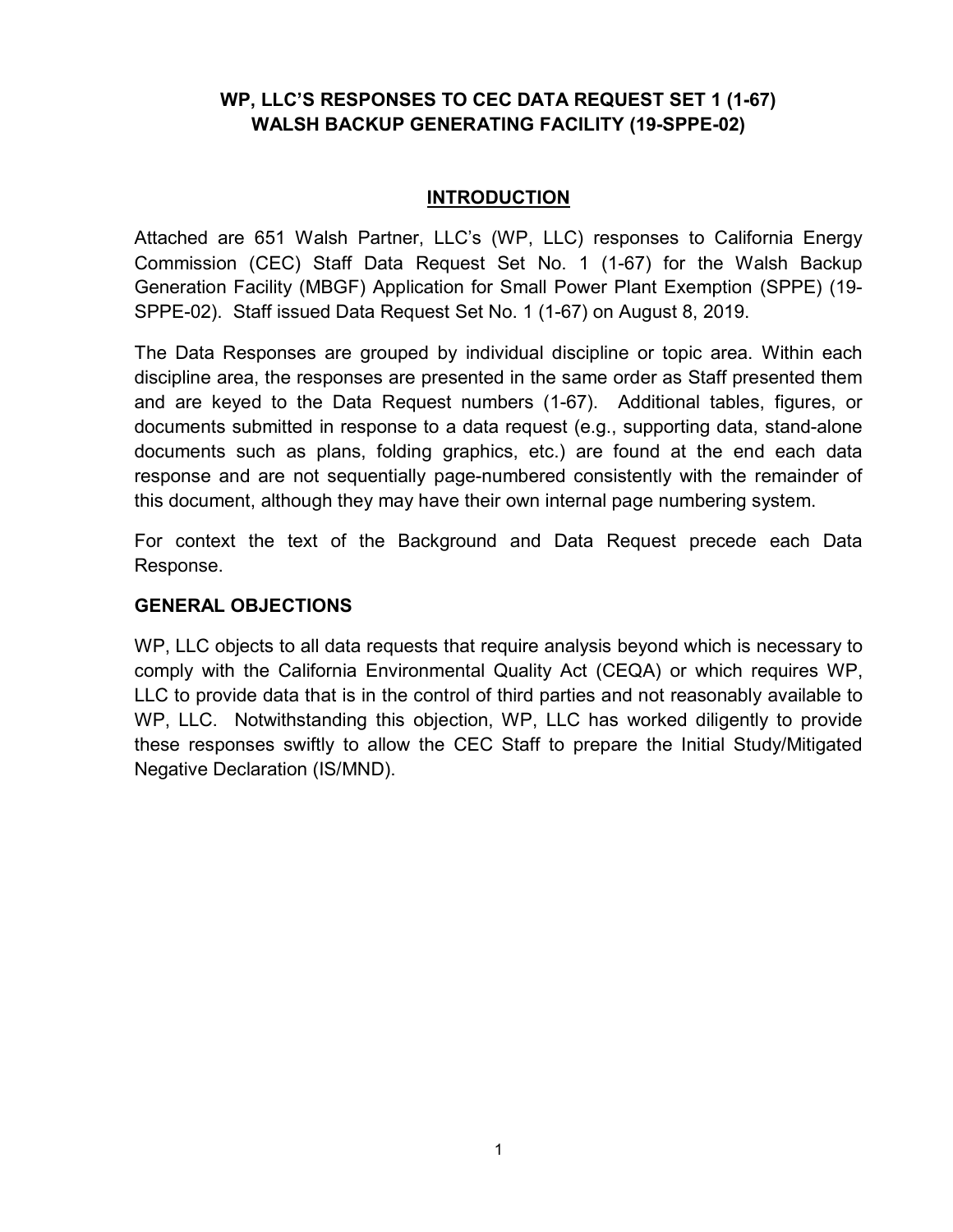**WP, LLC'S RESPONSES TO CEC DATA REQUEST SET 1 (1-67)**
**WALSH BACKUP GENERATING FACILITY (19-SPPE-02)**

## INTRODUCTION

Attached are 651 Walsh Partner, LLC's (WP, LLC) responses to California Energy Commission (CEC) Staff Data Request Set No. 1 (1-67) for the Walsh Backup Generation Facility (MBGF) Application for Small Power Plant Exemption (SPPE) (19-SPPE-02). Staff issued Data Request Set No. 1 (1-67) on August 8, 2019.

The Data Responses are grouped by individual discipline or topic area. Within each discipline area, the responses are presented in the same order as Staff presented them and are keyed to the Data Request numbers (1-67). Additional tables, figures, or documents submitted in response to a data request (e.g., supporting data, stand-alone documents such as plans, folding graphics, etc.) are found at the end each data response and are not sequentially page-numbered consistently with the remainder of this document, although they may have their own internal page numbering system.

For context the text of the Background and Data Request precede each Data Response.

### GENERAL OBJECTIONS

WP, LLC objects to all data requests that require analysis beyond which is necessary to comply with the California Environmental Quality Act (CEQA) or which requires WP, LLC to provide data that is in the control of third parties and not reasonably available to WP, LLC. Notwithstanding this objection, WP, LLC has worked diligently to provide these responses swiftly to allow the CEC Staff to prepare the Initial Study/Mitigated Negative Declaration (IS/MND).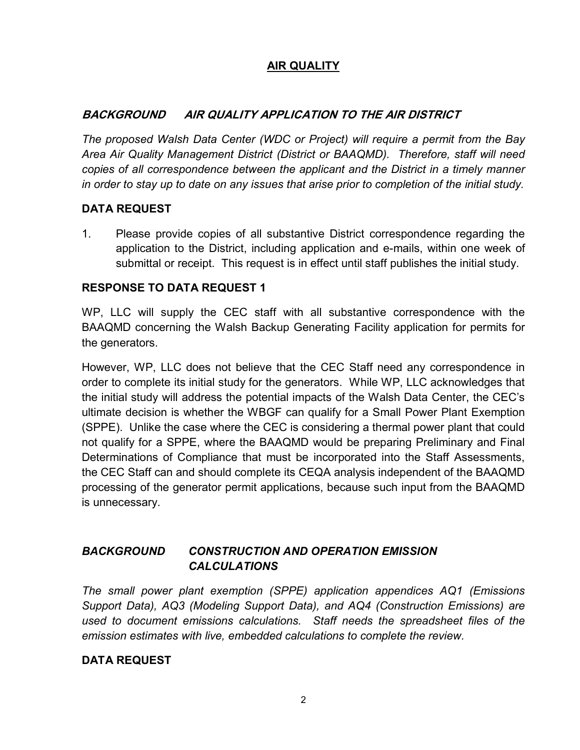## AIR QUALITY

### *BACKGROUND AIR QUALITY APPLICATION TO THE AIR DISTRICT*

*The proposed Walsh Data Center (WDC or Project) will require a permit from the Bay Area Air Quality Management District (District or BAAQMD). Therefore, staff will need copies of all correspondence between the applicant and the District in a timely manner in order to stay up to date on any issues that arise prior to completion of the initial study.*

### DATA REQUEST

1. Please provide copies of all substantive District correspondence regarding the application to the District, including application and e-mails, within one week of submittal or receipt. This request is in effect until staff publishes the initial study.

### RESPONSE TO DATA REQUEST 1

WP, LLC will supply the CEC staff with all substantive correspondence with the BAAQMD concerning the Walsh Backup Generating Facility application for permits for the generators.

However, WP, LLC does not believe that the CEC Staff need any correspondence in order to complete its initial study for the generators. While WP, LLC acknowledges that the initial study will address the potential impacts of the Walsh Data Center, the CEC's ultimate decision is whether the WBGF can qualify for a Small Power Plant Exemption (SPPE). Unlike the case where the CEC is considering a thermal power plant that could not qualify for a SPPE, where the BAAQMD would be preparing Preliminary and Final Determinations of Compliance that must be incorporated into the Staff Assessments, the CEC Staff can and should complete its CEQA analysis independent of the BAAQMD processing of the generator permit applications, because such input from the BAAQMD is unnecessary.

### *BACKGROUND CONSTRUCTION AND OPERATION EMISSION CALCULATIONS*

*The small power plant exemption (SPPE) application appendices AQ1 (Emissions Support Data), AQ3 (Modeling Support Data), and AQ4 (Construction Emissions) are used to document emissions calculations. Staff needs the spreadsheet files of the emission estimates with live, embedded calculations to complete the review.*

### DATA REQUEST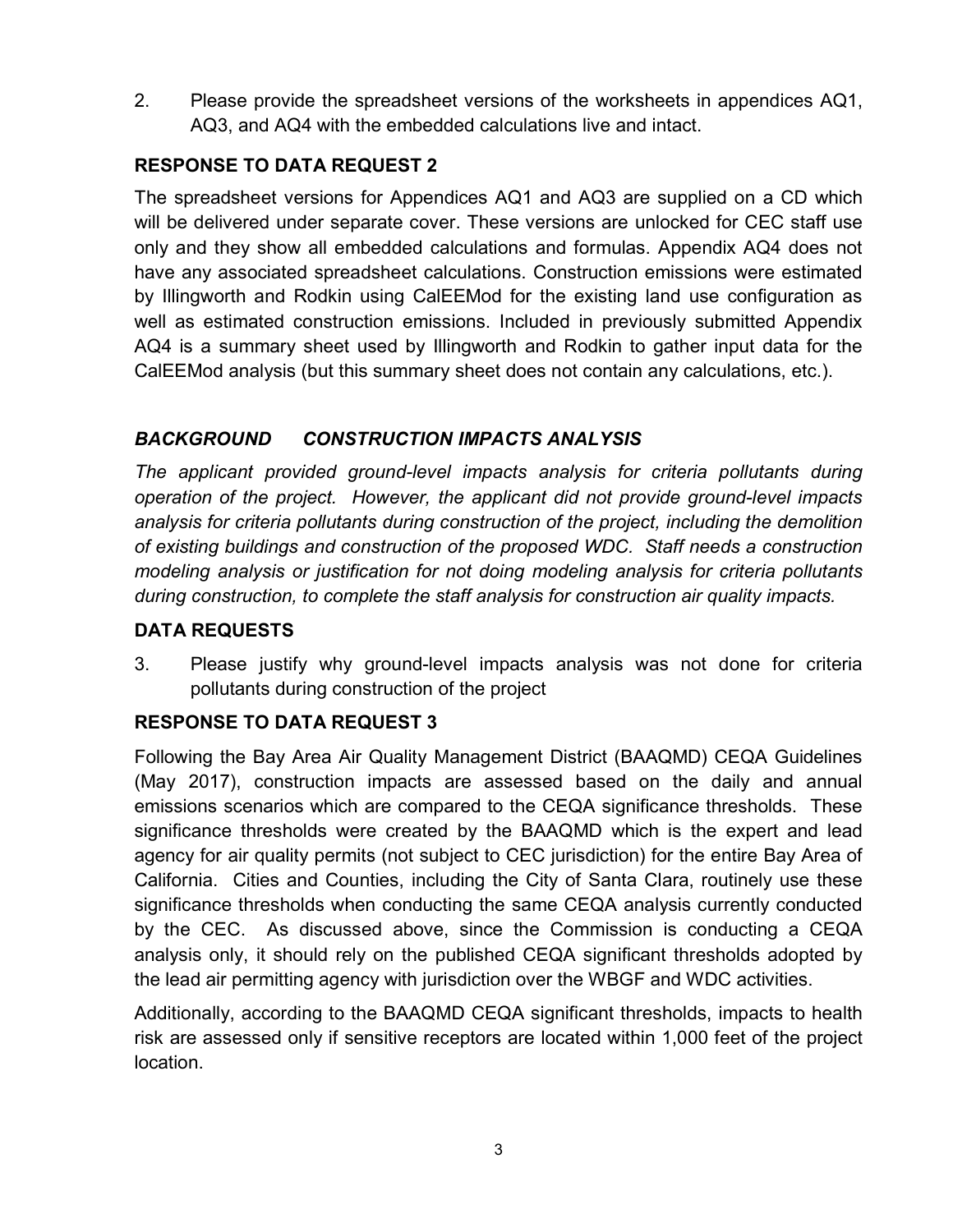2. Please provide the spreadsheet versions of the worksheets in appendices AQ1, AQ3, and AQ4 with the embedded calculations live and intact.

**RESPONSE TO DATA REQUEST 2**

The spreadsheet versions for Appendices AQ1 and AQ3 are supplied on a CD which will be delivered under separate cover. These versions are unlocked for CEC staff use only and they show all embedded calculations and formulas. Appendix AQ4 does not have any associated spreadsheet calculations. Construction emissions were estimated by Illingworth and Rodkin using CalEEMod for the existing land use configuration as well as estimated construction emissions. Included in previously submitted Appendix AQ4 is a summary sheet used by Illingworth and Rodkin to gather input data for the CalEEMod analysis (but this summary sheet does not contain any calculations, etc.).

***BACKGROUND CONSTRUCTION IMPACTS ANALYSIS***

*The applicant provided ground-level impacts analysis for criteria pollutants during operation of the project. However, the applicant did not provide ground-level impacts analysis for criteria pollutants during construction of the project, including the demolition of existing buildings and construction of the proposed WDC. Staff needs a construction modeling analysis or justification for not doing modeling analysis for criteria pollutants during construction, to complete the staff analysis for construction air quality impacts.*

**DATA REQUESTS**

3. Please justify why ground-level impacts analysis was not done for criteria pollutants during construction of the project

**RESPONSE TO DATA REQUEST 3**

Following the Bay Area Air Quality Management District (BAAQMD) CEQA Guidelines (May 2017), construction impacts are assessed based on the daily and annual emissions scenarios which are compared to the CEQA significance thresholds. These significance thresholds were created by the BAAQMD which is the expert and lead agency for air quality permits (not subject to CEC jurisdiction) for the entire Bay Area of California. Cities and Counties, including the City of Santa Clara, routinely use these significance thresholds when conducting the same CEQA analysis currently conducted by the CEC. As discussed above, since the Commission is conducting a CEQA analysis only, it should rely on the published CEQA significant thresholds adopted by the lead air permitting agency with jurisdiction over the WBGF and WDC activities.

Additionally, according to the BAAQMD CEQA significant thresholds, impacts to health risk are assessed only if sensitive receptors are located within 1,000 feet of the project location.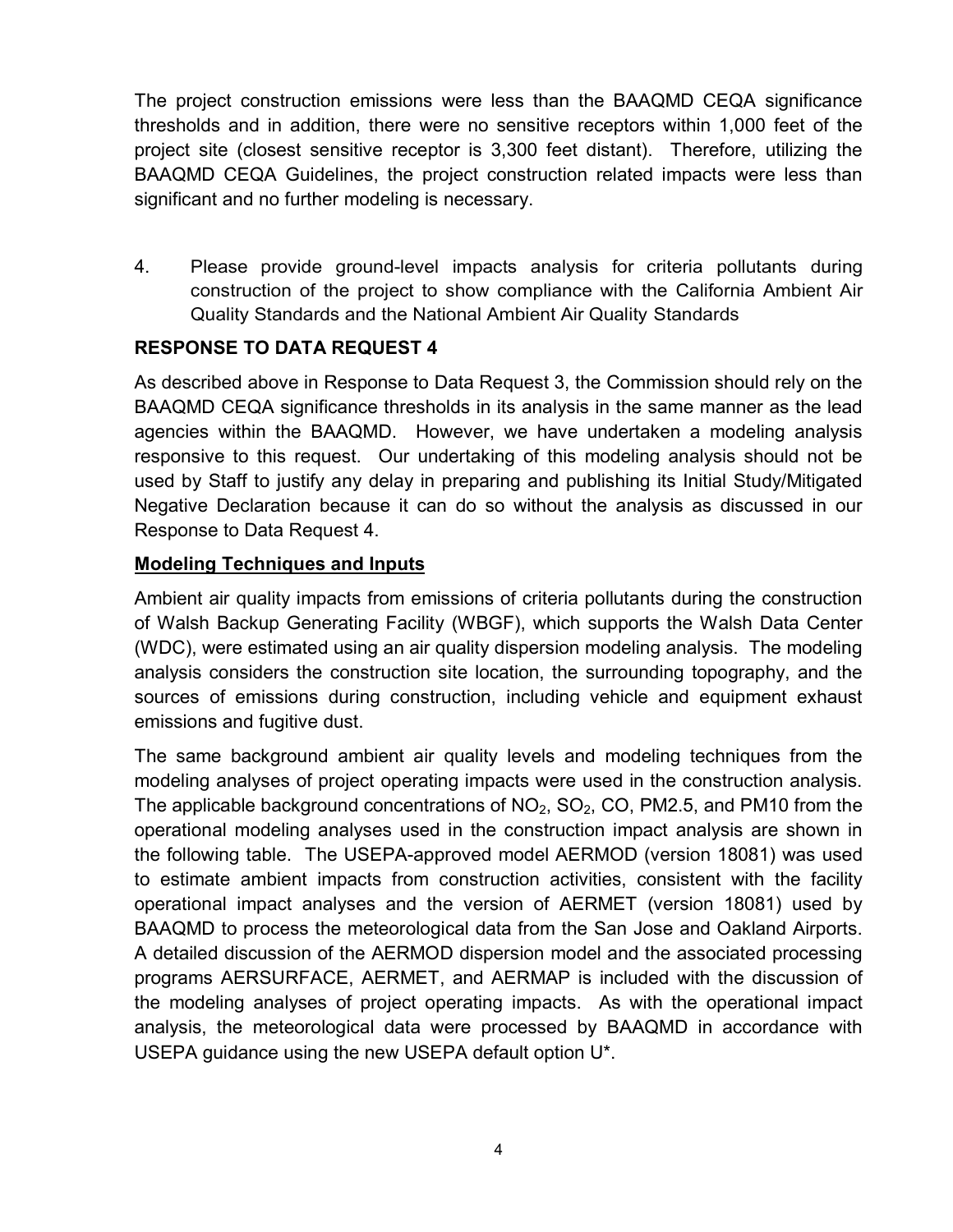The project construction emissions were less than the BAAQMD CEQA significance thresholds and in addition, there were no sensitive receptors within 1,000 feet of the project site (closest sensitive receptor is 3,300 feet distant). Therefore, utilizing the BAAQMD CEQA Guidelines, the project construction related impacts were less than significant and no further modeling is necessary.

4. Please provide ground-level impacts analysis for criteria pollutants during construction of the project to show compliance with the California Ambient Air Quality Standards and the National Ambient Air Quality Standards

**RESPONSE TO DATA REQUEST 4**

As described above in Response to Data Request 3, the Commission should rely on the BAAQMD CEQA significance thresholds in its analysis in the same manner as the lead agencies within the BAAQMD. However, we have undertaken a modeling analysis responsive to this request. Our undertaking of this modeling analysis should not be used by Staff to justify any delay in preparing and publishing its Initial Study/Mitigated Negative Declaration because it can do so without the analysis as discussed in our Response to Data Request 4.

**Modeling Techniques and Inputs**

Ambient air quality impacts from emissions of criteria pollutants during the construction of Walsh Backup Generating Facility (WBGF), which supports the Walsh Data Center (WDC), were estimated using an air quality dispersion modeling analysis. The modeling analysis considers the construction site location, the surrounding topography, and the sources of emissions during construction, including vehicle and equipment exhaust emissions and fugitive dust.

The same background ambient air quality levels and modeling techniques from the modeling analyses of project operating impacts were used in the construction analysis. The applicable background concentrations of $NO_2$, $SO_2$, CO, PM2.5, and PM10 from the operational modeling analyses used in the construction impact analysis are shown in the following table. The USEPA-approved model AERMOD (version 18081) was used to estimate ambient impacts from construction activities, consistent with the facility operational impact analyses and the version of AERMET (version 18081) used by BAAQMD to process the meteorological data from the San Jose and Oakland Airports. A detailed discussion of the AERMOD dispersion model and the associated processing programs AERSURFACE, AERMET, and AERMAP is included with the discussion of the modeling analyses of project operating impacts. As with the operational impact analysis, the meteorological data were processed by BAAQMD in accordance with USEPA guidance using the new USEPA default option U*.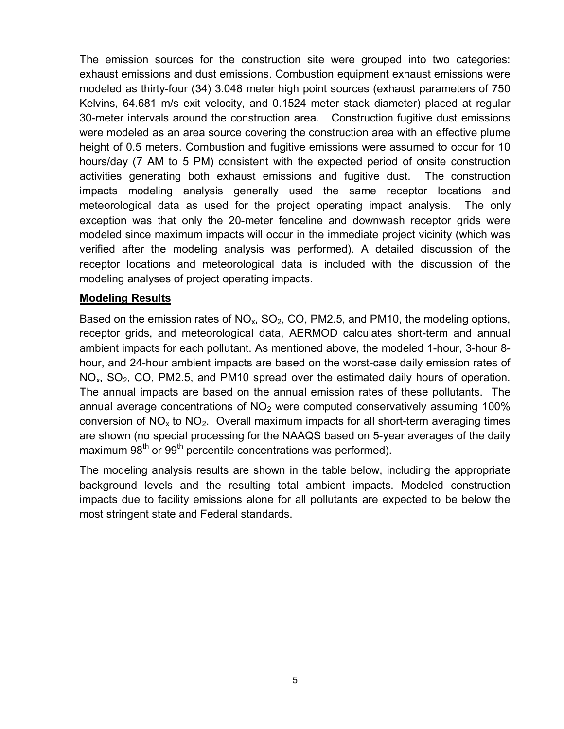The emission sources for the construction site were grouped into two categories: exhaust emissions and dust emissions. Combustion equipment exhaust emissions were modeled as thirty-four (34) 3.048 meter high point sources (exhaust parameters of 750 Kelvins, 64.681 m/s exit velocity, and 0.1524 meter stack diameter) placed at regular 30-meter intervals around the construction area. Construction fugitive dust emissions were modeled as an area source covering the construction area with an effective plume height of 0.5 meters. Combustion and fugitive emissions were assumed to occur for 10 hours/day (7 AM to 5 PM) consistent with the expected period of onsite construction activities generating both exhaust emissions and fugitive dust. The construction impacts modeling analysis generally used the same receptor locations and meteorological data as used for the project operating impact analysis. The only exception was that only the 20-meter fenceline and downwash receptor grids were modeled since maximum impacts will occur in the immediate project vicinity (which was verified after the modeling analysis was performed). A detailed discussion of the receptor locations and meteorological data is included with the discussion of the modeling analyses of project operating impacts.

**Modeling Results**

Based on the emission rates of $NO_x$, $SO_2$, CO, PM2.5, and PM10, the modeling options, receptor grids, and meteorological data, AERMOD calculates short-term and annual ambient impacts for each pollutant. As mentioned above, the modeled 1-hour, 3-hour 8-hour, and 24-hour ambient impacts are based on the worst-case daily emission rates of $NO_x$, $SO_2$, CO, PM2.5, and PM10 spread over the estimated daily hours of operation. The annual impacts are based on the annual emission rates of these pollutants. The annual average concentrations of $NO_2$ were computed conservatively assuming 100% conversion of $NO_x$ to $NO_2$. Overall maximum impacts for all short-term averaging times are shown (no special processing for the NAAQS based on 5-year averages of the daily maximum 98th or 99th percentile concentrations was performed).

The modeling analysis results are shown in the table below, including the appropriate background levels and the resulting total ambient impacts. Modeled construction impacts due to facility emissions alone for all pollutants are expected to be below the most stringent state and Federal standards.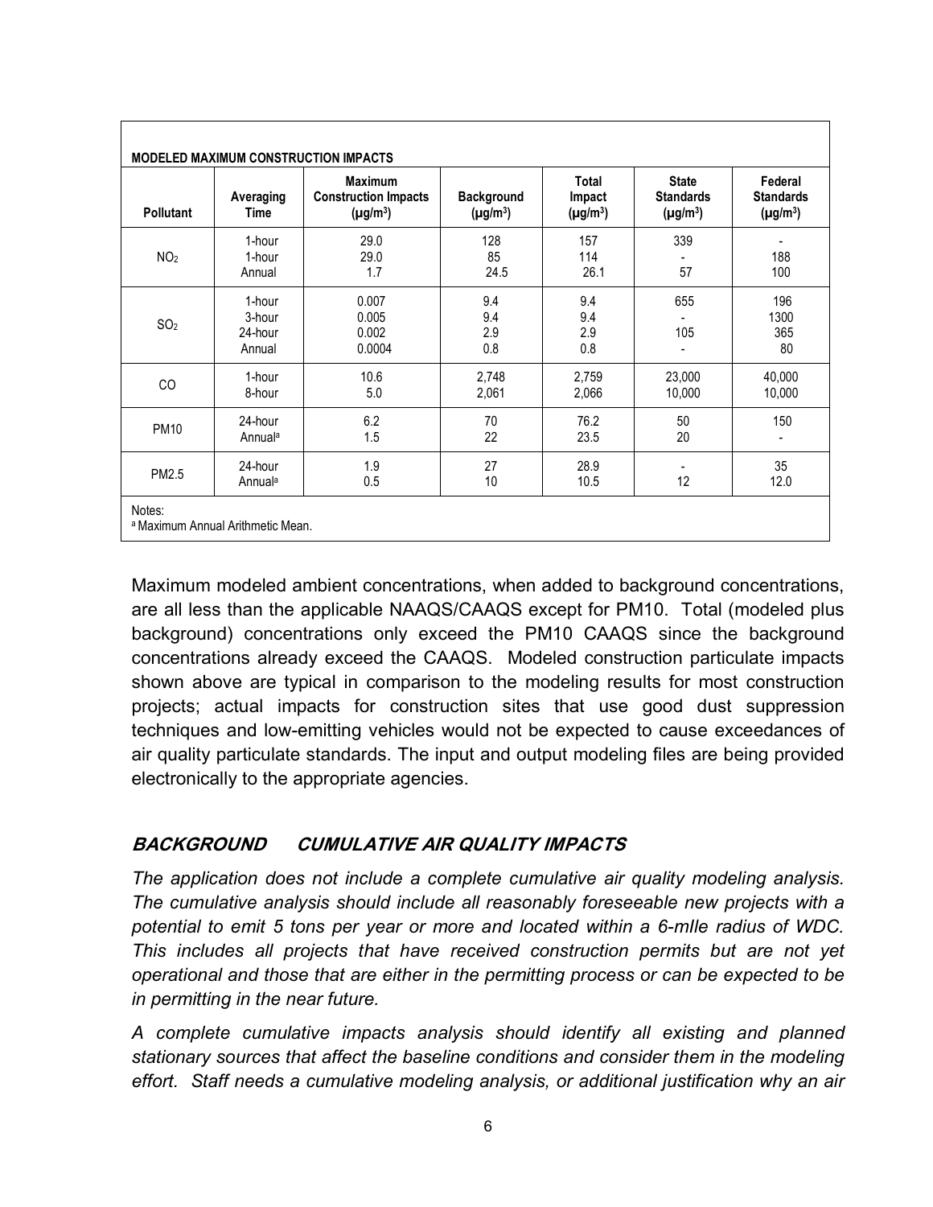**MODELED MAXIMUM CONSTRUCTION IMPACTS**

| Pollutant | Averaging Time | Maximum Construction Impacts ($\mu g/m^3$) | Background ($\mu g/m^3$) | Total Impact ($\mu g/m^3$) | State Standards ($\mu g/m^3$) | Federal Standards ($\mu g/m^3$) |
|---|---|---|---|---|---|---|
| $NO_2$ | 1-hour<br>1-hour<br>Annual | 29.0<br>29.0<br>1.7 | 128<br>85<br>24.5 | 157<br>114<br>26.1 | 339<br>-<br>57 | -<br>188<br>100 |
| $SO_2$ | 1-hour<br>3-hour<br>24-hour<br>Annual | 0.007<br>0.005<br>0.002<br>0.0004 | 9.4<br>9.4<br>2.9<br>0.8 | 9.4<br>9.4<br>2.9<br>0.8 | 655<br>-<br>105<br>- | 196<br>1300<br>365<br>80 |
| CO | 1-hour<br>8-hour | 10.6<br>5.0 | 2,748<br>2,061 | 2,759<br>2,066 | 23,000<br>10,000 | 40,000<br>10,000 |
| PM10 | 24-hour<br>Annual[a] | 6.2<br>1.5 | 70<br>22 | 76.2<br>23.5 | 50<br>20 | 150<br>- |
| PM2.5 | 24-hour<br>Annual[a] | 1.9<br>0.5 | 27<br>10 | 28.9<br>10.5 | -<br>12 | 35<br>12.0 |

Notes:
[a] Maximum Annual Arithmetic Mean.

Maximum modeled ambient concentrations, when added to background concentrations, are all less than the applicable NAAQS/CAAQS except for PM10. Total (modeled plus background) concentrations only exceed the PM10 CAAQS since the background concentrations already exceed the CAAQS. Modeled construction particulate impacts shown above are typical in comparison to the modeling results for most construction projects; actual impacts for construction sites that use good dust suppression techniques and low-emitting vehicles would not be expected to cause exceedances of air quality particulate standards. The input and output modeling files are being provided electronically to the appropriate agencies.

## *BACKGROUND CUMULATIVE AIR QUALITY IMPACTS*

*The application does not include a complete cumulative air quality modeling analysis. The cumulative analysis should include all reasonably foreseeable new projects with a potential to emit 5 tons per year or more and located within a 6-mIle radius of WDC. This includes all projects that have received construction permits but are not yet operational and those that are either in the permitting process or can be expected to be in permitting in the near future.*

*A complete cumulative impacts analysis should identify all existing and planned stationary sources that affect the baseline conditions and consider them in the modeling effort. Staff needs a cumulative modeling analysis, or additional justification why an air*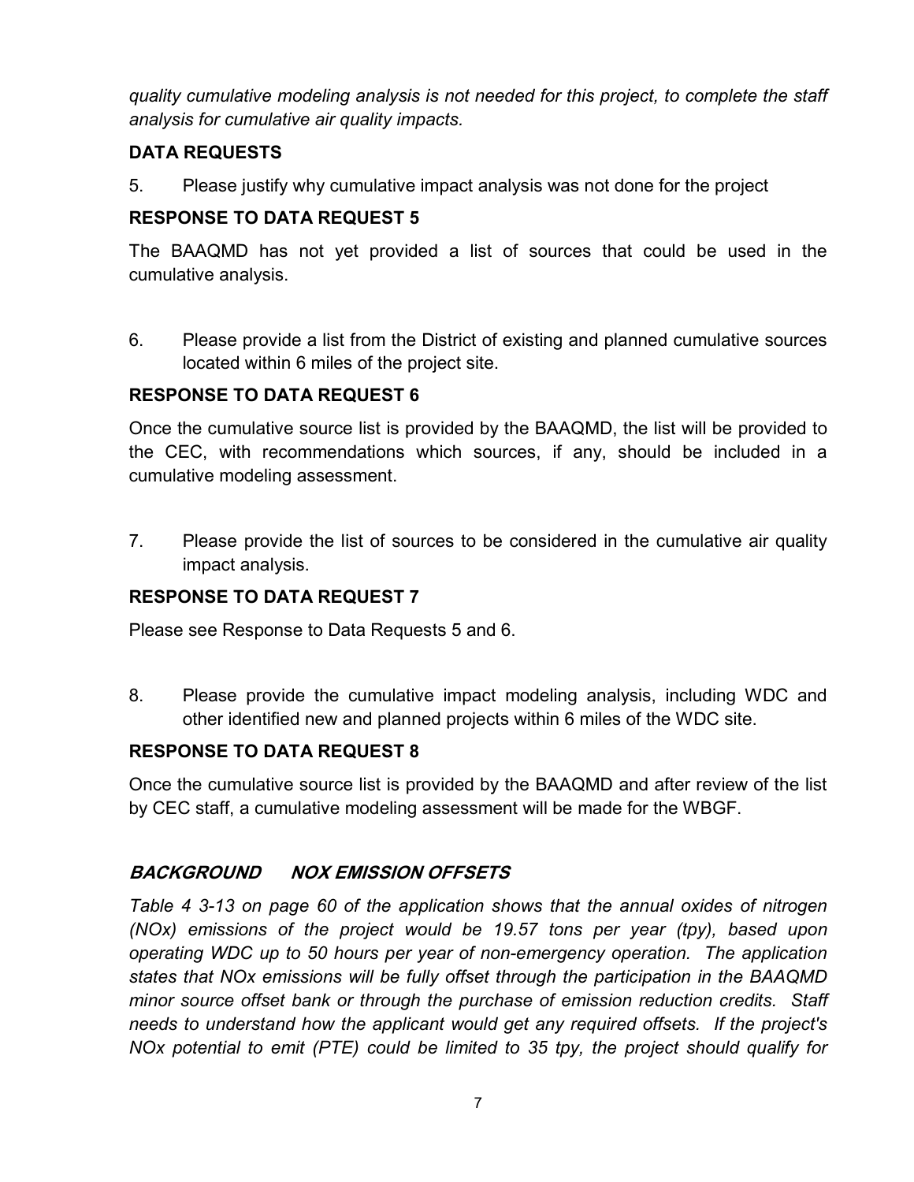*quality cumulative modeling analysis is not needed for this project, to complete the staff analysis for cumulative air quality impacts.*

**DATA REQUESTS**

5. Please justify why cumulative impact analysis was not done for the project

**RESPONSE TO DATA REQUEST 5**

The BAAQMD has not yet provided a list of sources that could be used in the cumulative analysis.

6. Please provide a list from the District of existing and planned cumulative sources located within 6 miles of the project site.

**RESPONSE TO DATA REQUEST 6**

Once the cumulative source list is provided by the BAAQMD, the list will be provided to the CEC, with recommendations which sources, if any, should be included in a cumulative modeling assessment.

7. Please provide the list of sources to be considered in the cumulative air quality impact analysis.

**RESPONSE TO DATA REQUEST 7**

Please see Response to Data Requests 5 and 6.

8. Please provide the cumulative impact modeling analysis, including WDC and other identified new and planned projects within 6 miles of the WDC site.

**RESPONSE TO DATA REQUEST 8**

Once the cumulative source list is provided by the BAAQMD and after review of the list by CEC staff, a cumulative modeling assessment will be made for the WBGF.

***BACKGROUND NOX EMISSION OFFSETS***

*Table 4 3-13 on page 60 of the application shows that the annual oxides of nitrogen (NOx) emissions of the project would be 19.57 tons per year (tpy), based upon operating WDC up to 50 hours per year of non-emergency operation. The application states that NOx emissions will be fully offset through the participation in the BAAQMD minor source offset bank or through the purchase of emission reduction credits. Staff needs to understand how the applicant would get any required offsets. If the project's NOx potential to emit (PTE) could be limited to 35 tpy, the project should qualify for*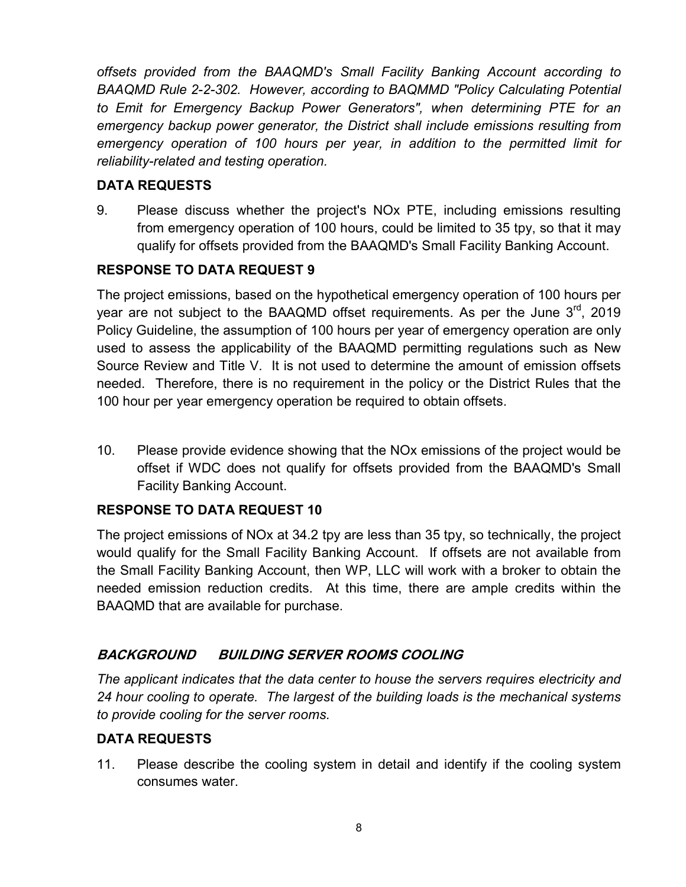*offsets provided from the BAAQMD's Small Facility Banking Account according to BAAQMD Rule 2-2-302. However, according to BAQMMD "Policy Calculating Potential to Emit for Emergency Backup Power Generators", when determining PTE for an emergency backup power generator, the District shall include emissions resulting from emergency operation of 100 hours per year, in addition to the permitted limit for reliability-related and testing operation.*

**DATA REQUESTS**

9. Please discuss whether the project's NOx PTE, including emissions resulting from emergency operation of 100 hours, could be limited to 35 tpy, so that it may qualify for offsets provided from the BAAQMD's Small Facility Banking Account.

**RESPONSE TO DATA REQUEST 9**

The project emissions, based on the hypothetical emergency operation of 100 hours per year are not subject to the BAAQMD offset requirements. As per the June 3rd, 2019 Policy Guideline, the assumption of 100 hours per year of emergency operation are only used to assess the applicability of the BAAQMD permitting regulations such as New Source Review and Title V. It is not used to determine the amount of emission offsets needed. Therefore, there is no requirement in the policy or the District Rules that the 100 hour per year emergency operation be required to obtain offsets.

10. Please provide evidence showing that the NOx emissions of the project would be offset if WDC does not qualify for offsets provided from the BAAQMD's Small Facility Banking Account.

**RESPONSE TO DATA REQUEST 10**

The project emissions of NOx at 34.2 tpy are less than 35 tpy, so technically, the project would qualify for the Small Facility Banking Account. If offsets are not available from the Small Facility Banking Account, then WP, LLC will work with a broker to obtain the needed emission reduction credits. At this time, there are ample credits within the BAAQMD that are available for purchase.

***BACKGROUND BUILDING SERVER ROOMS COOLING***

*The applicant indicates that the data center to house the servers requires electricity and 24 hour cooling to operate. The largest of the building loads is the mechanical systems to provide cooling for the server rooms.*

**DATA REQUESTS**

11. Please describe the cooling system in detail and identify if the cooling system consumes water.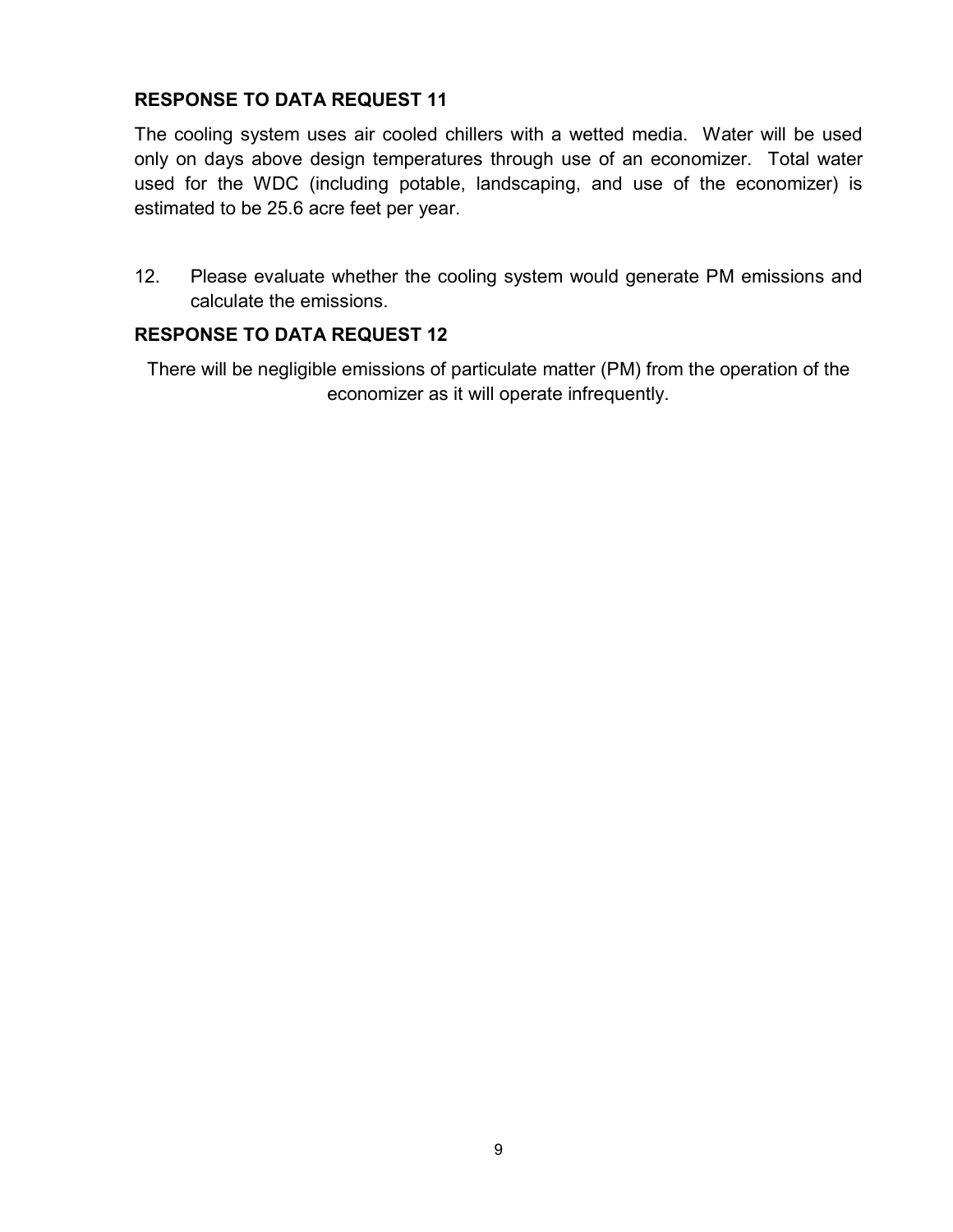**RESPONSE TO DATA REQUEST 11**

The cooling system uses air cooled chillers with a wetted media. Water will be used only on days above design temperatures through use of an economizer. Total water used for the WDC (including potable, landscaping, and use of the economizer) is estimated to be 25.6 acre feet per year.

12. Please evaluate whether the cooling system would generate PM emissions and calculate the emissions.

**RESPONSE TO DATA REQUEST 12**

There will be negligible emissions of particulate matter (PM) from the operation of the economizer as it will operate infrequently.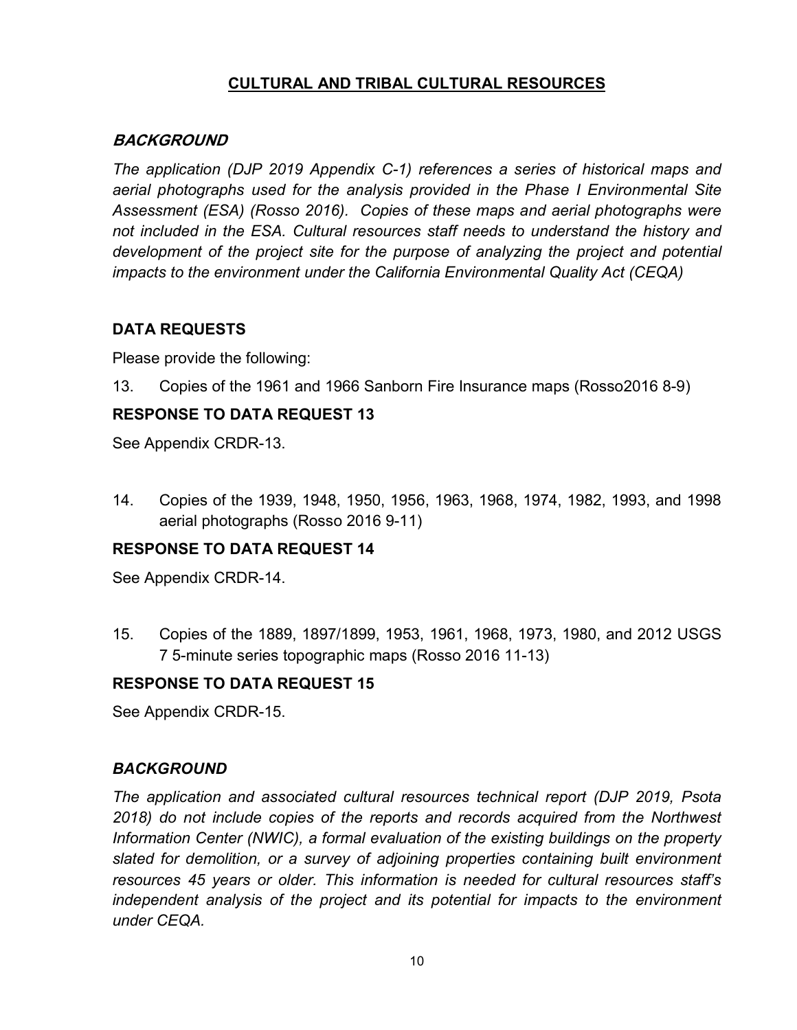## CULTURAL AND TRIBAL CULTURAL RESOURCES

### ***BACKGROUND***

*The application (DJP 2019 Appendix C-1) references a series of historical maps and aerial photographs used for the analysis provided in the Phase I Environmental Site Assessment (ESA) (Rosso 2016). Copies of these maps and aerial photographs were not included in the ESA. Cultural resources staff needs to understand the history and development of the project site for the purpose of analyzing the project and potential impacts to the environment under the California Environmental Quality Act (CEQA)*

### DATA REQUESTS

Please provide the following:

13. Copies of the 1961 and 1966 Sanborn Fire Insurance maps (Rosso2016 8-9)

### RESPONSE TO DATA REQUEST 13

See Appendix CRDR-13.

14. Copies of the 1939, 1948, 1950, 1956, 1963, 1968, 1974, 1982, 1993, and 1998 aerial photographs (Rosso 2016 9-11)

### RESPONSE TO DATA REQUEST 14

See Appendix CRDR-14.

15. Copies of the 1889, 1897/1899, 1953, 1961, 1968, 1973, 1980, and 2012 USGS 7 5-minute series topographic maps (Rosso 2016 11-13)

### RESPONSE TO DATA REQUEST 15

See Appendix CRDR-15.

### ***BACKGROUND***

*The application and associated cultural resources technical report (DJP 2019, Psota 2018) do not include copies of the reports and records acquired from the Northwest Information Center (NWIC), a formal evaluation of the existing buildings on the property slated for demolition, or a survey of adjoining properties containing built environment resources 45 years or older. This information is needed for cultural resources staff's independent analysis of the project and its potential for impacts to the environment under CEQA.*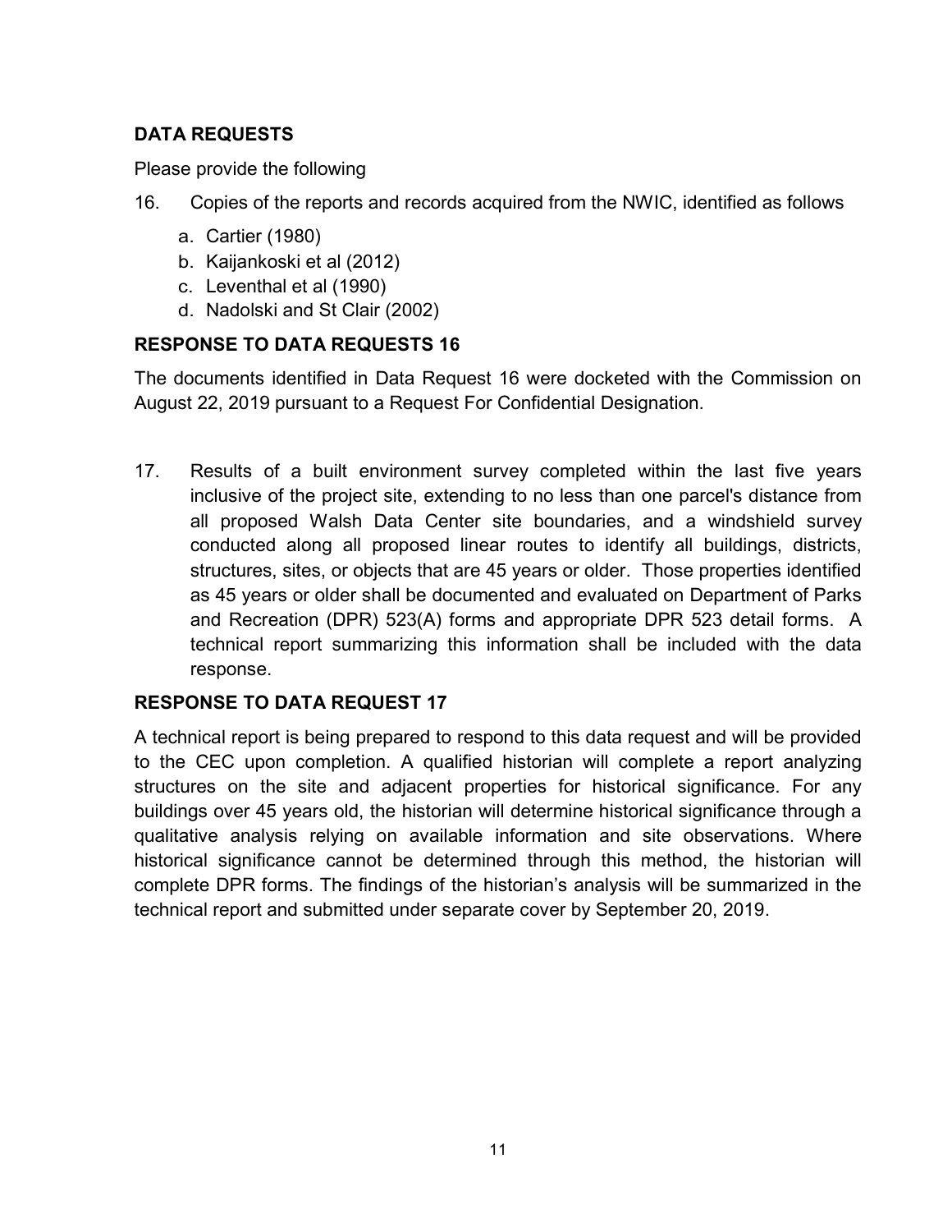## DATA REQUESTS

Please provide the following

16. Copies of the reports and records acquired from the NWIC, identified as follows
    a. Cartier (1980)
    b. Kaijankoski et al (2012)
    c. Leventhal et al (1990)
    d. Nadolski and St Clair (2002)

## RESPONSE TO DATA REQUESTS 16

The documents identified in Data Request 16 were docketed with the Commission on August 22, 2019 pursuant to a Request For Confidential Designation.

17. Results of a built environment survey completed within the last five years inclusive of the project site, extending to no less than one parcel's distance from all proposed Walsh Data Center site boundaries, and a windshield survey conducted along all proposed linear routes to identify all buildings, districts, structures, sites, or objects that are 45 years or older. Those properties identified as 45 years or older shall be documented and evaluated on Department of Parks and Recreation (DPR) 523(A) forms and appropriate DPR 523 detail forms. A technical report summarizing this information shall be included with the data response.

## RESPONSE TO DATA REQUEST 17

A technical report is being prepared to respond to this data request and will be provided to the CEC upon completion. A qualified historian will complete a report analyzing structures on the site and adjacent properties for historical significance. For any buildings over 45 years old, the historian will determine historical significance through a qualitative analysis relying on available information and site observations. Where historical significance cannot be determined through this method, the historian will complete DPR forms. The findings of the historian's analysis will be summarized in the technical report and submitted under separate cover by September 20, 2019.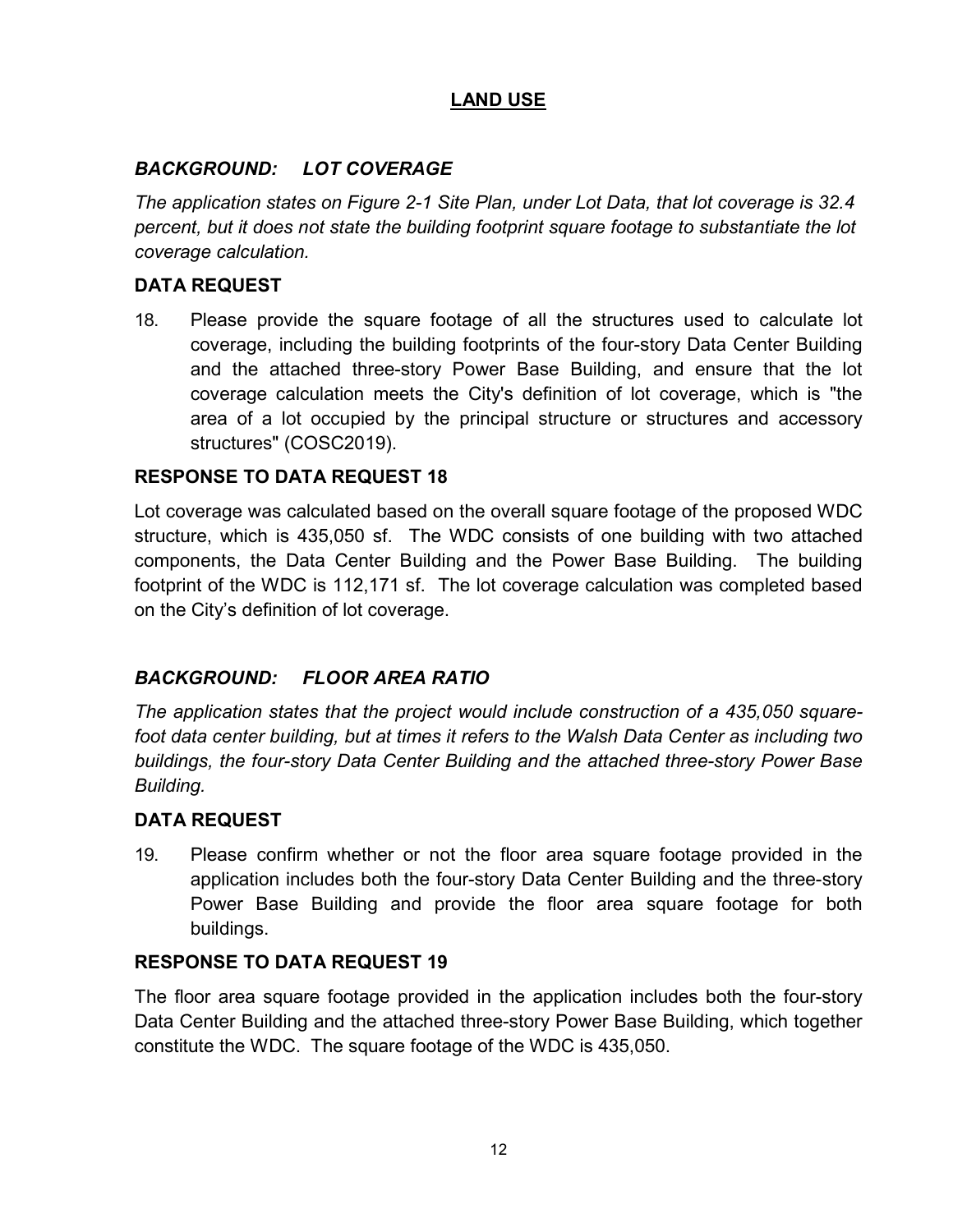## LAND USE

### *BACKGROUND: LOT COVERAGE*

*The application states on Figure 2-1 Site Plan, under Lot Data, that lot coverage is 32.4 percent, but it does not state the building footprint square footage to substantiate the lot coverage calculation.*

### DATA REQUEST

18. Please provide the square footage of all the structures used to calculate lot coverage, including the building footprints of the four-story Data Center Building and the attached three-story Power Base Building, and ensure that the lot coverage calculation meets the City's definition of lot coverage, which is "the area of a lot occupied by the principal structure or structures and accessory structures" (COSC2019).

### RESPONSE TO DATA REQUEST 18

Lot coverage was calculated based on the overall square footage of the proposed WDC structure, which is 435,050 sf. The WDC consists of one building with two attached components, the Data Center Building and the Power Base Building. The building footprint of the WDC is 112,171 sf. The lot coverage calculation was completed based on the City's definition of lot coverage.

### *BACKGROUND: FLOOR AREA RATIO*

*The application states that the project would include construction of a 435,050 square-foot data center building, but at times it refers to the Walsh Data Center as including two buildings, the four-story Data Center Building and the attached three-story Power Base Building.*

### DATA REQUEST

19. Please confirm whether or not the floor area square footage provided in the application includes both the four-story Data Center Building and the three-story Power Base Building and provide the floor area square footage for both buildings.

### RESPONSE TO DATA REQUEST 19

The floor area square footage provided in the application includes both the four-story Data Center Building and the attached three-story Power Base Building, which together constitute the WDC. The square footage of the WDC is 435,050.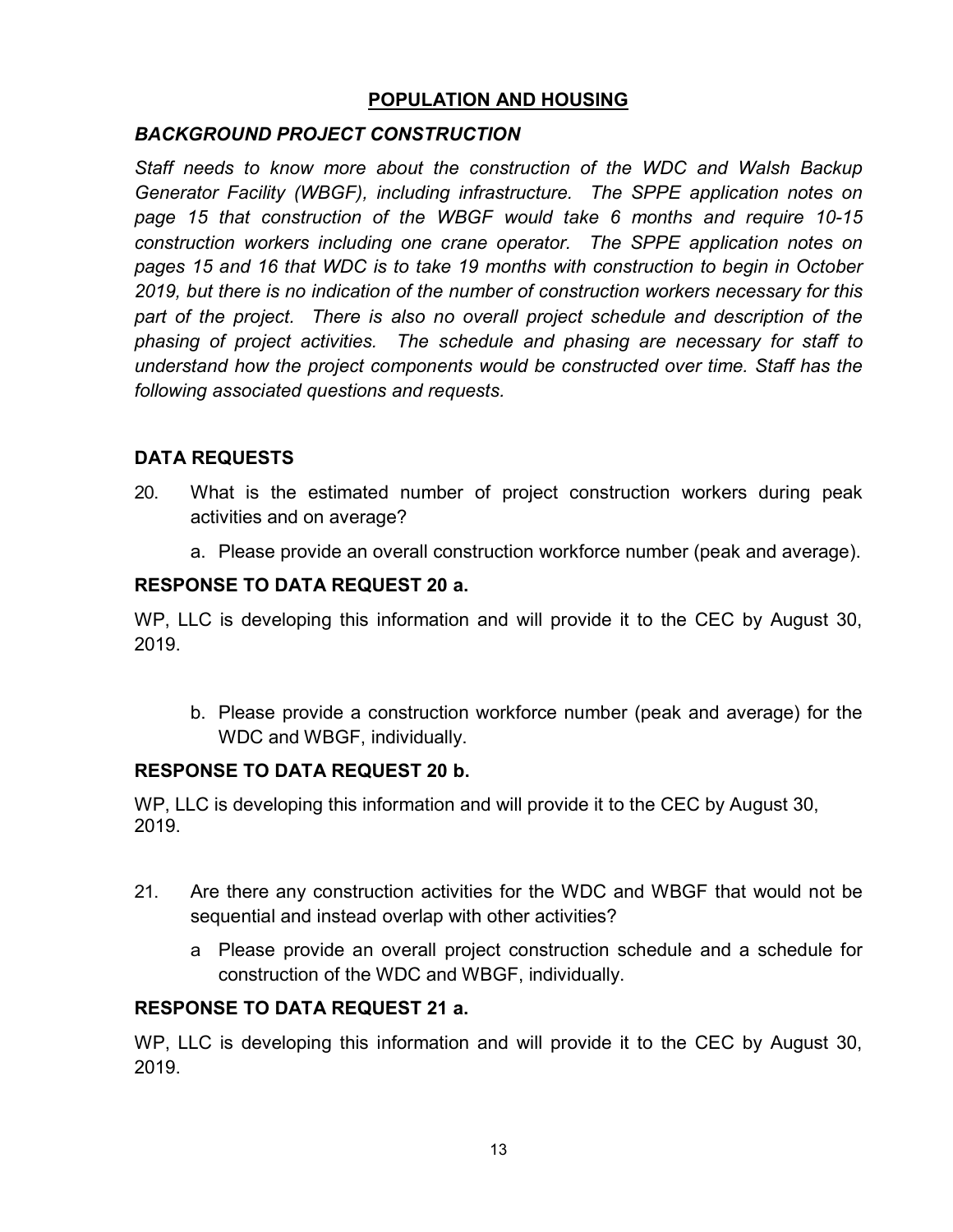## POPULATION AND HOUSING

### *BACKGROUND PROJECT CONSTRUCTION*

*Staff needs to know more about the construction of the WDC and Walsh Backup Generator Facility (WBGF), including infrastructure. The SPPE application notes on page 15 that construction of the WBGF would take 6 months and require 10-15 construction workers including one crane operator. The SPPE application notes on pages 15 and 16 that WDC is to take 19 months with construction to begin in October 2019, but there is no indication of the number of construction workers necessary for this part of the project. There is also no overall project schedule and description of the phasing of project activities. The schedule and phasing are necessary for staff to understand how the project components would be constructed over time. Staff has the following associated questions and requests.*

### DATA REQUESTS

20. What is the estimated number of project construction workers during peak activities and on average?

    a. Please provide an overall construction workforce number (peak and average).

### RESPONSE TO DATA REQUEST 20 a.

WP, LLC is developing this information and will provide it to the CEC by August 30, 2019.

    b. Please provide a construction workforce number (peak and average) for the WDC and WBGF, individually.

### RESPONSE TO DATA REQUEST 20 b.

WP, LLC is developing this information and will provide it to the CEC by August 30, 2019.

21. Are there any construction activities for the WDC and WBGF that would not be sequential and instead overlap with other activities?

    a Please provide an overall project construction schedule and a schedule for construction of the WDC and WBGF, individually.

### RESPONSE TO DATA REQUEST 21 a.

WP, LLC is developing this information and will provide it to the CEC by August 30, 2019.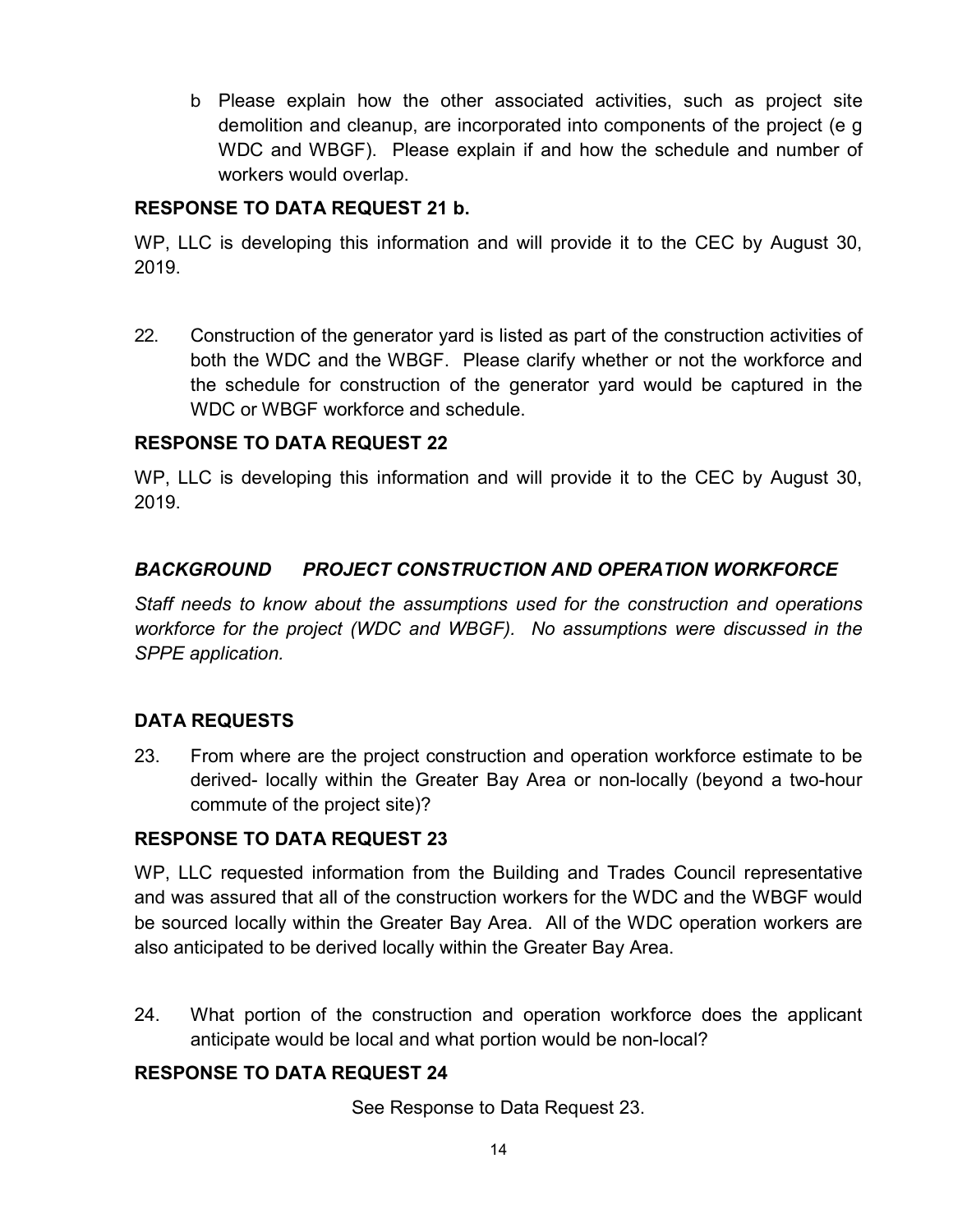b Please explain how the other associated activities, such as project site demolition and cleanup, are incorporated into components of the project (e g WDC and WBGF). Please explain if and how the schedule and number of workers would overlap.

**RESPONSE TO DATA REQUEST 21 b.**

WP, LLC is developing this information and will provide it to the CEC by August 30, 2019.

22. Construction of the generator yard is listed as part of the construction activities of both the WDC and the WBGF. Please clarify whether or not the workforce and the schedule for construction of the generator yard would be captured in the WDC or WBGF workforce and schedule.

**RESPONSE TO DATA REQUEST 22**

WP, LLC is developing this information and will provide it to the CEC by August 30, 2019.

***BACKGROUND PROJECT CONSTRUCTION AND OPERATION WORKFORCE***

*Staff needs to know about the assumptions used for the construction and operations workforce for the project (WDC and WBGF). No assumptions were discussed in the SPPE application.*

**DATA REQUESTS**

23. From where are the project construction and operation workforce estimate to be derived- locally within the Greater Bay Area or non-locally (beyond a two-hour commute of the project site)?

**RESPONSE TO DATA REQUEST 23**

WP, LLC requested information from the Building and Trades Council representative and was assured that all of the construction workers for the WDC and the WBGF would be sourced locally within the Greater Bay Area. All of the WDC operation workers are also anticipated to be derived locally within the Greater Bay Area.

24. What portion of the construction and operation workforce does the applicant anticipate would be local and what portion would be non-local?

**RESPONSE TO DATA REQUEST 24**

See Response to Data Request 23.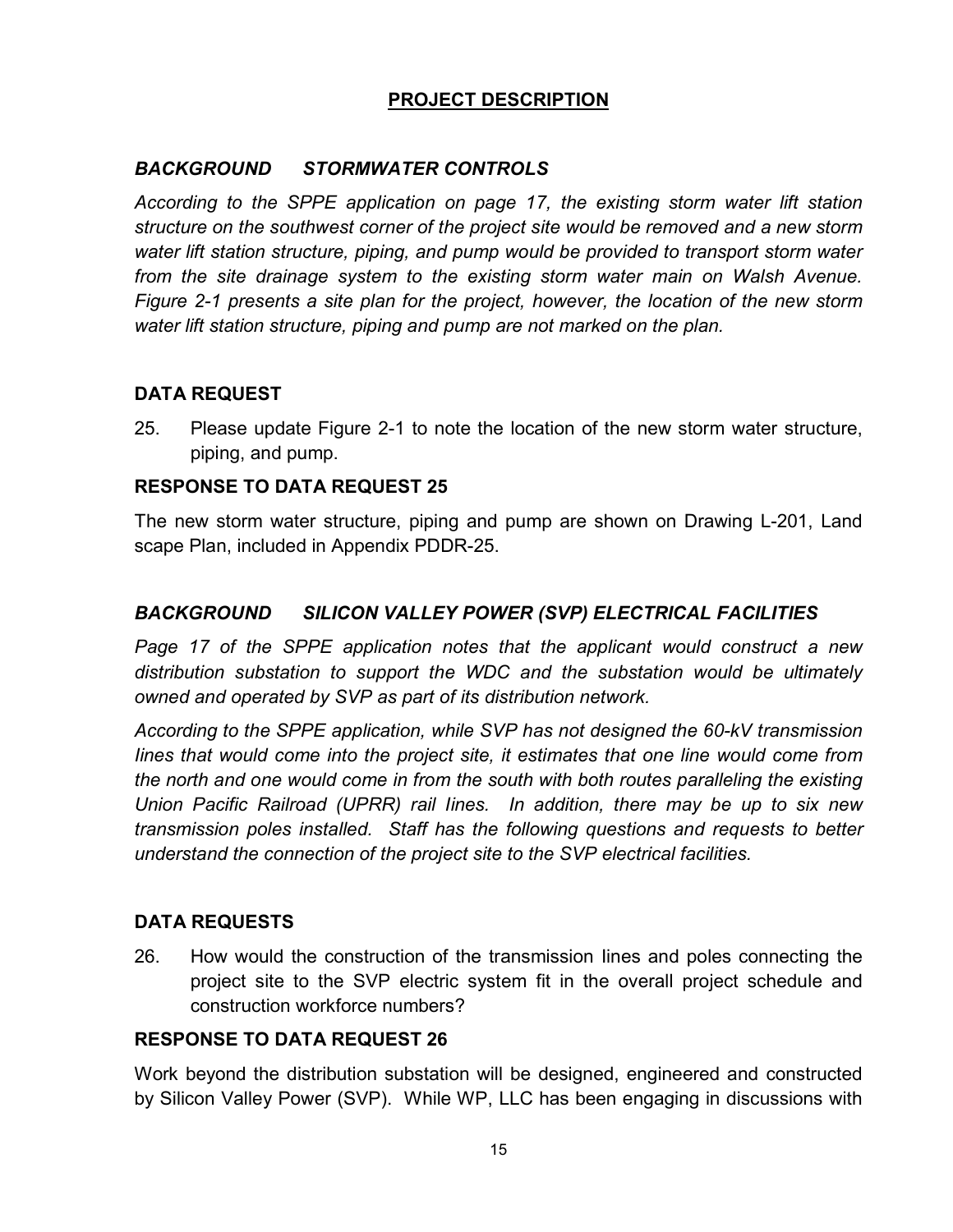## PROJECT DESCRIPTION

### *BACKGROUND STORMWATER CONTROLS*

*According to the SPPE application on page 17, the existing storm water lift station structure on the southwest corner of the project site would be removed and a new storm water lift station structure, piping, and pump would be provided to transport storm water from the site drainage system to the existing storm water main on Walsh Avenue. Figure 2-1 presents a site plan for the project, however, the location of the new storm water lift station structure, piping and pump are not marked on the plan.*

### DATA REQUEST

25. Please update Figure 2-1 to note the location of the new storm water structure, piping, and pump.

### RESPONSE TO DATA REQUEST 25

The new storm water structure, piping and pump are shown on Drawing L-201, Land scape Plan, included in Appendix PDDR-25.

### *BACKGROUND SILICON VALLEY POWER (SVP) ELECTRICAL FACILITIES*

*Page 17 of the SPPE application notes that the applicant would construct a new distribution substation to support the WDC and the substation would be ultimately owned and operated by SVP as part of its distribution network.*

*According to the SPPE application, while SVP has not designed the 60-kV transmission lines that would come into the project site, it estimates that one line would come from the north and one would come in from the south with both routes paralleling the existing Union Pacific Railroad (UPRR) rail lines. In addition, there may be up to six new transmission poles installed. Staff has the following questions and requests to better understand the connection of the project site to the SVP electrical facilities.*

### DATA REQUESTS

26. How would the construction of the transmission lines and poles connecting the project site to the SVP electric system fit in the overall project schedule and construction workforce numbers?

### RESPONSE TO DATA REQUEST 26

Work beyond the distribution substation will be designed, engineered and constructed by Silicon Valley Power (SVP). While WP, LLC has been engaging in discussions with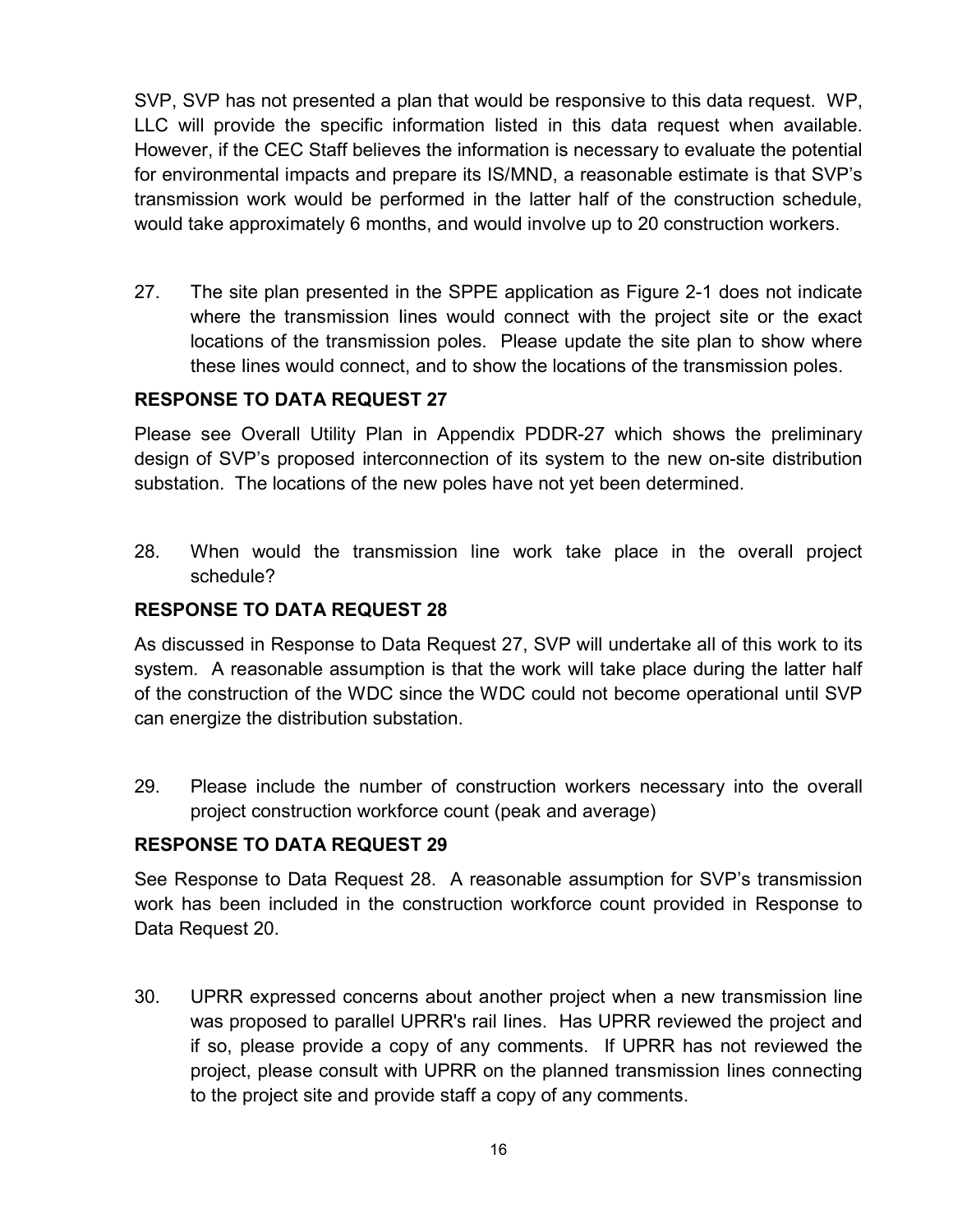SVP, SVP has not presented a plan that would be responsive to this data request. WP, LLC will provide the specific information listed in this data request when available. However, if the CEC Staff believes the information is necessary to evaluate the potential for environmental impacts and prepare its IS/MND, a reasonable estimate is that SVP's transmission work would be performed in the latter half of the construction schedule, would take approximately 6 months, and would involve up to 20 construction workers.

27. The site plan presented in the SPPE application as Figure 2-1 does not indicate where the transmission lines would connect with the project site or the exact locations of the transmission poles. Please update the site plan to show where these lines would connect, and to show the locations of the transmission poles.

**RESPONSE TO DATA REQUEST 27**

Please see Overall Utility Plan in Appendix PDDR-27 which shows the preliminary design of SVP's proposed interconnection of its system to the new on-site distribution substation. The locations of the new poles have not yet been determined.

28. When would the transmission line work take place in the overall project schedule?

**RESPONSE TO DATA REQUEST 28**

As discussed in Response to Data Request 27, SVP will undertake all of this work to its system. A reasonable assumption is that the work will take place during the latter half of the construction of the WDC since the WDC could not become operational until SVP can energize the distribution substation.

29. Please include the number of construction workers necessary into the overall project construction workforce count (peak and average)

**RESPONSE TO DATA REQUEST 29**

See Response to Data Request 28. A reasonable assumption for SVP's transmission work has been included in the construction workforce count provided in Response to Data Request 20.

30. UPRR expressed concerns about another project when a new transmission line was proposed to parallel UPRR's rail lines. Has UPRR reviewed the project and if so, please provide a copy of any comments. If UPRR has not reviewed the project, please consult with UPRR on the planned transmission lines connecting to the project site and provide staff a copy of any comments.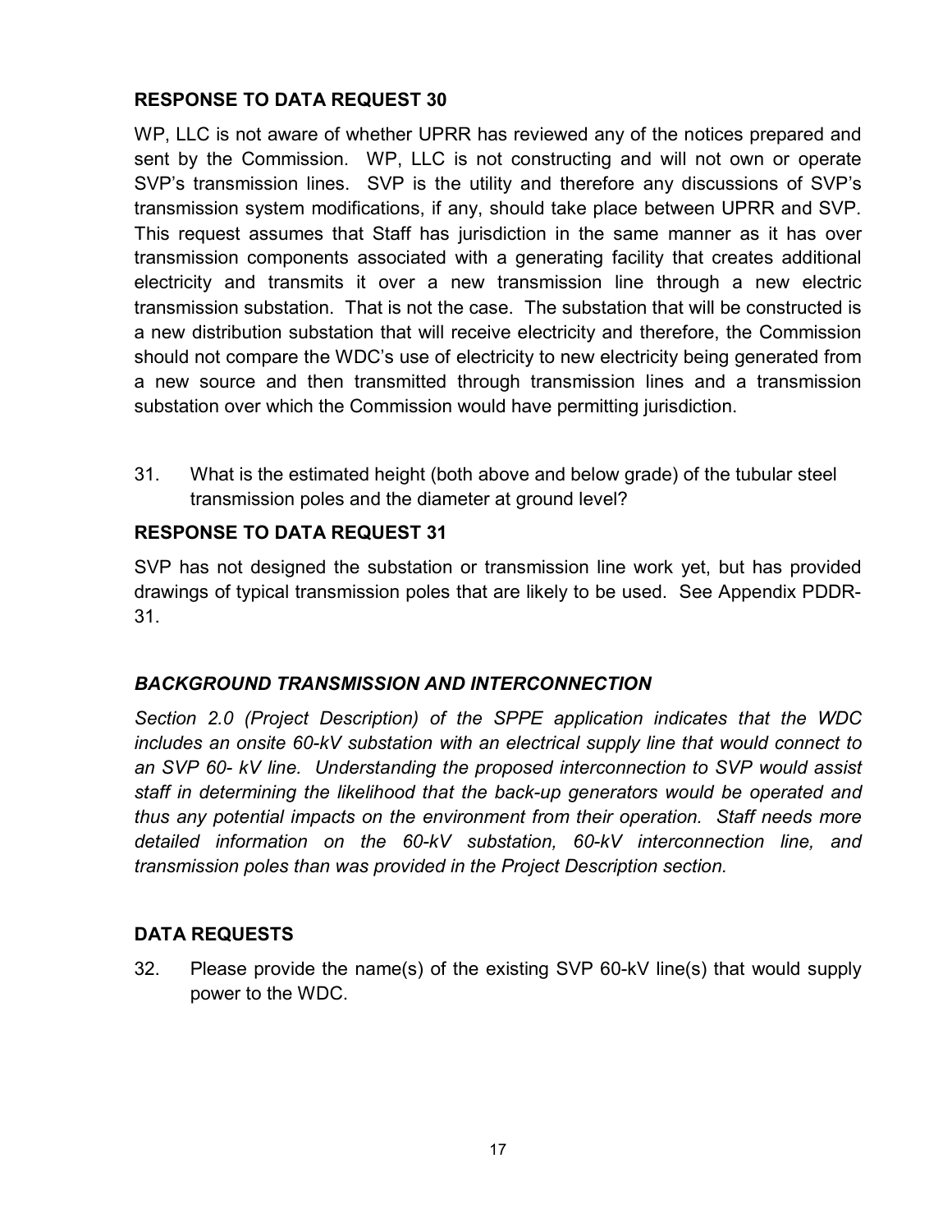### RESPONSE TO DATA REQUEST 30

WP, LLC is not aware of whether UPRR has reviewed any of the notices prepared and sent by the Commission. WP, LLC is not constructing and will not own or operate SVP's transmission lines. SVP is the utility and therefore any discussions of SVP's transmission system modifications, if any, should take place between UPRR and SVP. This request assumes that Staff has jurisdiction in the same manner as it has over transmission components associated with a generating facility that creates additional electricity and transmits it over a new transmission line through a new electric transmission substation. That is not the case. The substation that will be constructed is a new distribution substation that will receive electricity and therefore, the Commission should not compare the WDC's use of electricity to new electricity being generated from a new source and then transmitted through transmission lines and a transmission substation over which the Commission would have permitting jurisdiction.

31. What is the estimated height (both above and below grade) of the tubular steel transmission poles and the diameter at ground level?

### RESPONSE TO DATA REQUEST 31

SVP has not designed the substation or transmission line work yet, but has provided drawings of typical transmission poles that are likely to be used. See Appendix PDDR-31.

### *BACKGROUND TRANSMISSION AND INTERCONNECTION*

*Section 2.0 (Project Description) of the SPPE application indicates that the WDC includes an onsite 60-kV substation with an electrical supply line that would connect to an SVP 60- kV line. Understanding the proposed interconnection to SVP would assist staff in determining the likelihood that the back-up generators would be operated and thus any potential impacts on the environment from their operation. Staff needs more detailed information on the 60-kV substation, 60-kV interconnection line, and transmission poles than was provided in the Project Description section.*

### DATA REQUESTS

32. Please provide the name(s) of the existing SVP 60-kV line(s) that would supply power to the WDC.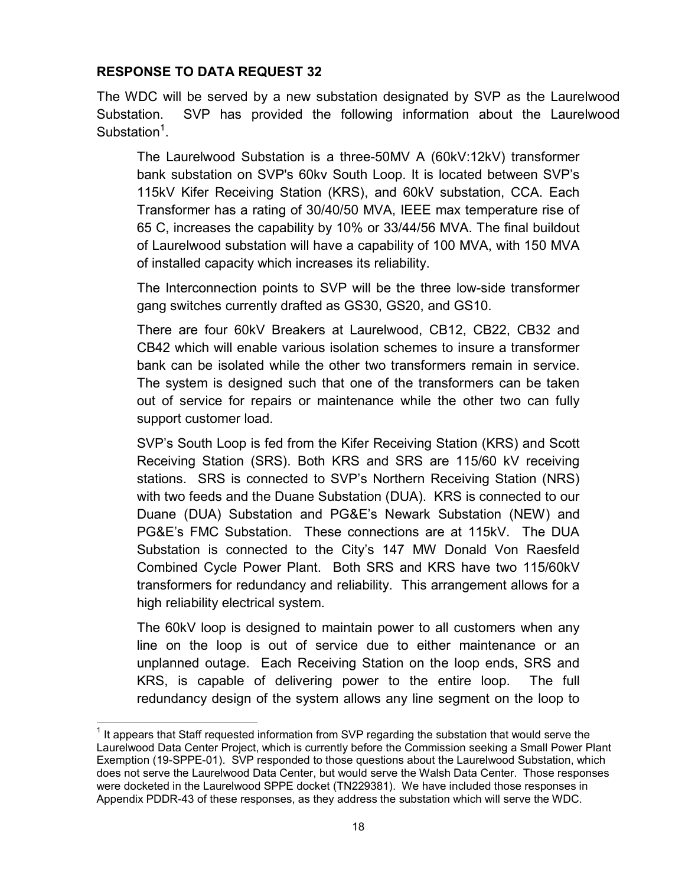**RESPONSE TO DATA REQUEST 32**

The WDC will be served by a new substation designated by SVP as the Laurelwood Substation. SVP has provided the following information about the Laurelwood Substation[1].

> The Laurelwood Substation is a three-50MV A (60kV:12kV) transformer bank substation on SVP's 60kv South Loop. It is located between SVP's 115kV Kifer Receiving Station (KRS), and 60kV substation, CCA. Each Transformer has a rating of 30/40/50 MVA, IEEE max temperature rise of 65 C, increases the capability by 10% or 33/44/56 MVA. The final buildout of Laurelwood substation will have a capability of 100 MVA, with 150 MVA of installed capacity which increases its reliability.
>
> The Interconnection points to SVP will be the three low-side transformer gang switches currently drafted as GS30, GS20, and GS10.
>
> There are four 60kV Breakers at Laurelwood, CB12, CB22, CB32 and CB42 which will enable various isolation schemes to insure a transformer bank can be isolated while the other two transformers remain in service. The system is designed such that one of the transformers can be taken out of service for repairs or maintenance while the other two can fully support customer load.
>
> SVP's South Loop is fed from the Kifer Receiving Station (KRS) and Scott Receiving Station (SRS). Both KRS and SRS are 115/60 kV receiving stations. SRS is connected to SVP's Northern Receiving Station (NRS) with two feeds and the Duane Substation (DUA). KRS is connected to our Duane (DUA) Substation and PG&E's Newark Substation (NEW) and PG&E's FMC Substation. These connections are at 115kV. The DUA Substation is connected to the City's 147 MW Donald Von Raesfeld Combined Cycle Power Plant. Both SRS and KRS have two 115/60kV transformers for redundancy and reliability. This arrangement allows for a high reliability electrical system.
>
> The 60kV loop is designed to maintain power to all customers when any line on the loop is out of service due to either maintenance or an unplanned outage. Each Receiving Station on the loop ends, SRS and KRS, is capable of delivering power to the entire loop. The full redundancy design of the system allows any line segment on the loop to

[1] It appears that Staff requested information from SVP regarding the substation that would serve the Laurelwood Data Center Project, which is currently before the Commission seeking a Small Power Plant Exemption (19-SPPE-01). SVP responded to those questions about the Laurelwood Substation, which does not serve the Laurelwood Data Center, but would serve the Walsh Data Center. Those responses were docketed in the Laurelwood SPPE docket (TN229381). We have included those responses in Appendix PDDR-43 of these responses, as they address the substation which will serve the WDC.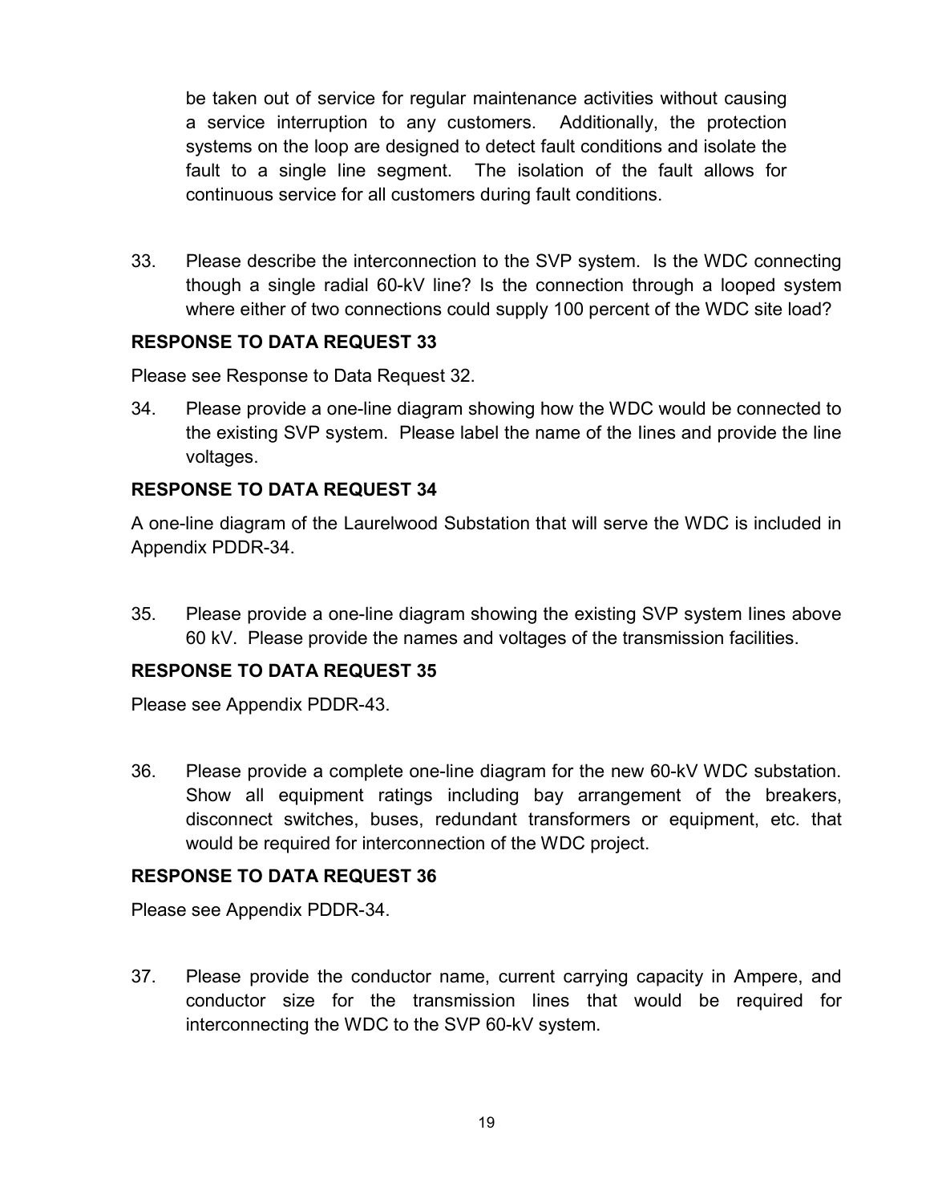be taken out of service for regular maintenance activities without causing a service interruption to any customers. Additionally, the protection systems on the loop are designed to detect fault conditions and isolate the fault to a single line segment. The isolation of the fault allows for continuous service for all customers during fault conditions.

33. Please describe the interconnection to the SVP system. Is the WDC connecting though a single radial 60-kV line? Is the connection through a looped system where either of two connections could supply 100 percent of the WDC site load?

**RESPONSE TO DATA REQUEST 33**

Please see Response to Data Request 32.

34. Please provide a one-line diagram showing how the WDC would be connected to the existing SVP system. Please label the name of the lines and provide the line voltages.

**RESPONSE TO DATA REQUEST 34**

A one-line diagram of the Laurelwood Substation that will serve the WDC is included in Appendix PDDR-34.

35. Please provide a one-line diagram showing the existing SVP system lines above 60 kV. Please provide the names and voltages of the transmission facilities.

**RESPONSE TO DATA REQUEST 35**

Please see Appendix PDDR-43.

36. Please provide a complete one-line diagram for the new 60-kV WDC substation. Show all equipment ratings including bay arrangement of the breakers, disconnect switches, buses, redundant transformers or equipment, etc. that would be required for interconnection of the WDC project.

**RESPONSE TO DATA REQUEST 36**

Please see Appendix PDDR-34.

37. Please provide the conductor name, current carrying capacity in Ampere, and conductor size for the transmission lines that would be required for interconnecting the WDC to the SVP 60-kV system.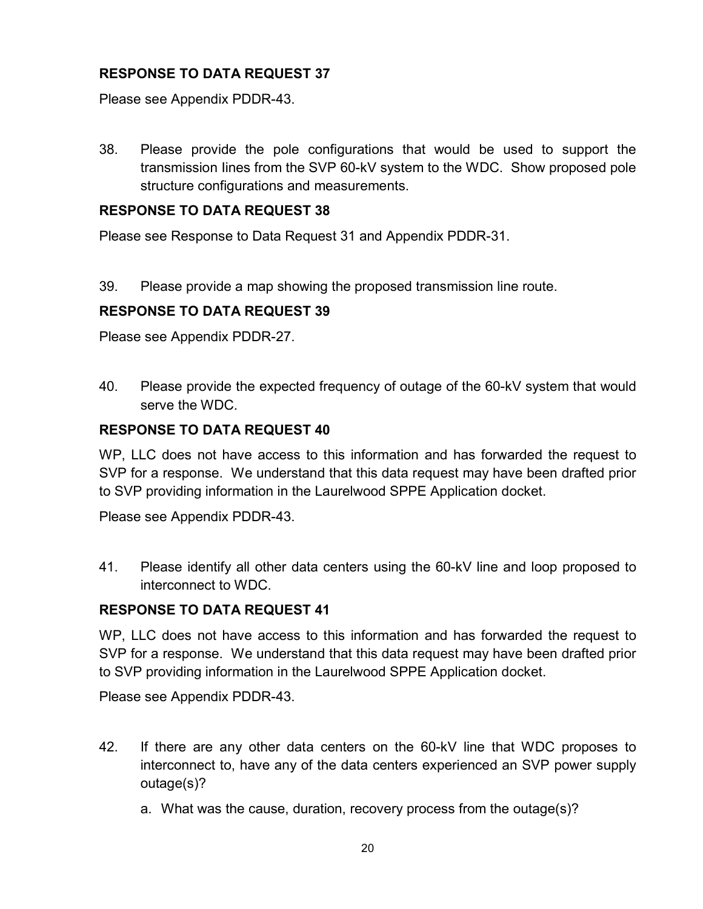**RESPONSE TO DATA REQUEST 37**

Please see Appendix PDDR-43.

38. Please provide the pole configurations that would be used to support the transmission lines from the SVP 60-kV system to the WDC. Show proposed pole structure configurations and measurements.

**RESPONSE TO DATA REQUEST 38**

Please see Response to Data Request 31 and Appendix PDDR-31.

39. Please provide a map showing the proposed transmission line route.

**RESPONSE TO DATA REQUEST 39**

Please see Appendix PDDR-27.

40. Please provide the expected frequency of outage of the 60-kV system that would serve the WDC.

**RESPONSE TO DATA REQUEST 40**

WP, LLC does not have access to this information and has forwarded the request to SVP for a response. We understand that this data request may have been drafted prior to SVP providing information in the Laurelwood SPPE Application docket.

Please see Appendix PDDR-43.

41. Please identify all other data centers using the 60-kV line and loop proposed to interconnect to WDC.

**RESPONSE TO DATA REQUEST 41**

WP, LLC does not have access to this information and has forwarded the request to SVP for a response. We understand that this data request may have been drafted prior to SVP providing information in the Laurelwood SPPE Application docket.

Please see Appendix PDDR-43.

42. If there are any other data centers on the 60-kV line that WDC proposes to interconnect to, have any of the data centers experienced an SVP power supply outage(s)?

    a. What was the cause, duration, recovery process from the outage(s)?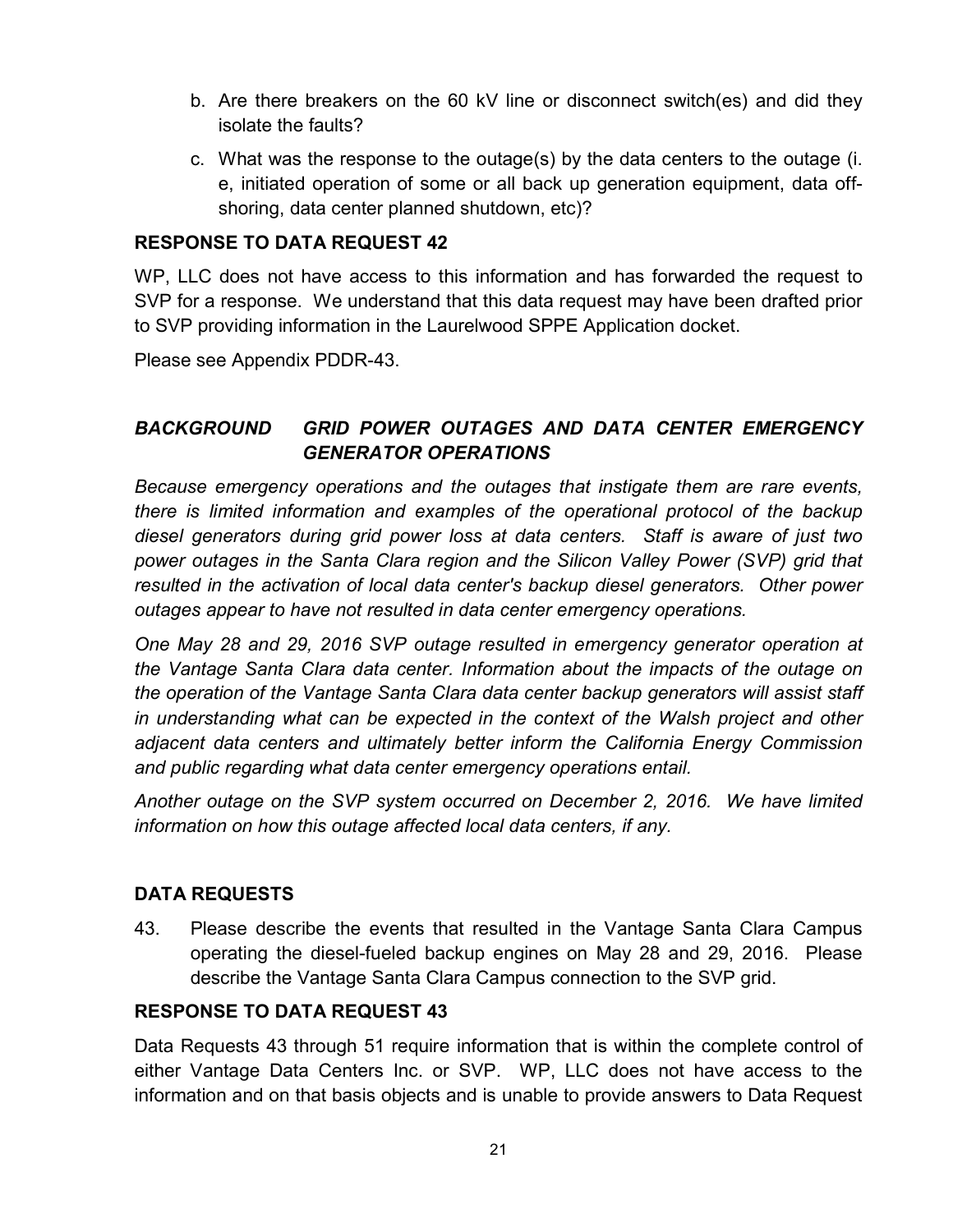b. Are there breakers on the 60 kV line or disconnect switch(es) and did they isolate the faults?

c. What was the response to the outage(s) by the data centers to the outage (i. e, initiated operation of some or all back up generation equipment, data off-shoring, data center planned shutdown, etc)?

**RESPONSE TO DATA REQUEST 42**

WP, LLC does not have access to this information and has forwarded the request to SVP for a response. We understand that this data request may have been drafted prior to SVP providing information in the Laurelwood SPPE Application docket.

Please see Appendix PDDR-43.

***BACKGROUND GRID POWER OUTAGES AND DATA CENTER EMERGENCY GENERATOR OPERATIONS***

*Because emergency operations and the outages that instigate them are rare events, there is limited information and examples of the operational protocol of the backup diesel generators during grid power loss at data centers. Staff is aware of just two power outages in the Santa Clara region and the Silicon Valley Power (SVP) grid that resulted in the activation of local data center's backup diesel generators. Other power outages appear to have not resulted in data center emergency operations.*

*One May 28 and 29, 2016 SVP outage resulted in emergency generator operation at the Vantage Santa Clara data center. Information about the impacts of the outage on the operation of the Vantage Santa Clara data center backup generators will assist staff in understanding what can be expected in the context of the Walsh project and other adjacent data centers and ultimately better inform the California Energy Commission and public regarding what data center emergency operations entail.*

*Another outage on the SVP system occurred on December 2, 2016. We have limited information on how this outage affected local data centers, if any.*

**DATA REQUESTS**

43. Please describe the events that resulted in the Vantage Santa Clara Campus operating the diesel-fueled backup engines on May 28 and 29, 2016. Please describe the Vantage Santa Clara Campus connection to the SVP grid.

**RESPONSE TO DATA REQUEST 43**

Data Requests 43 through 51 require information that is within the complete control of either Vantage Data Centers Inc. or SVP. WP, LLC does not have access to the information and on that basis objects and is unable to provide answers to Data Request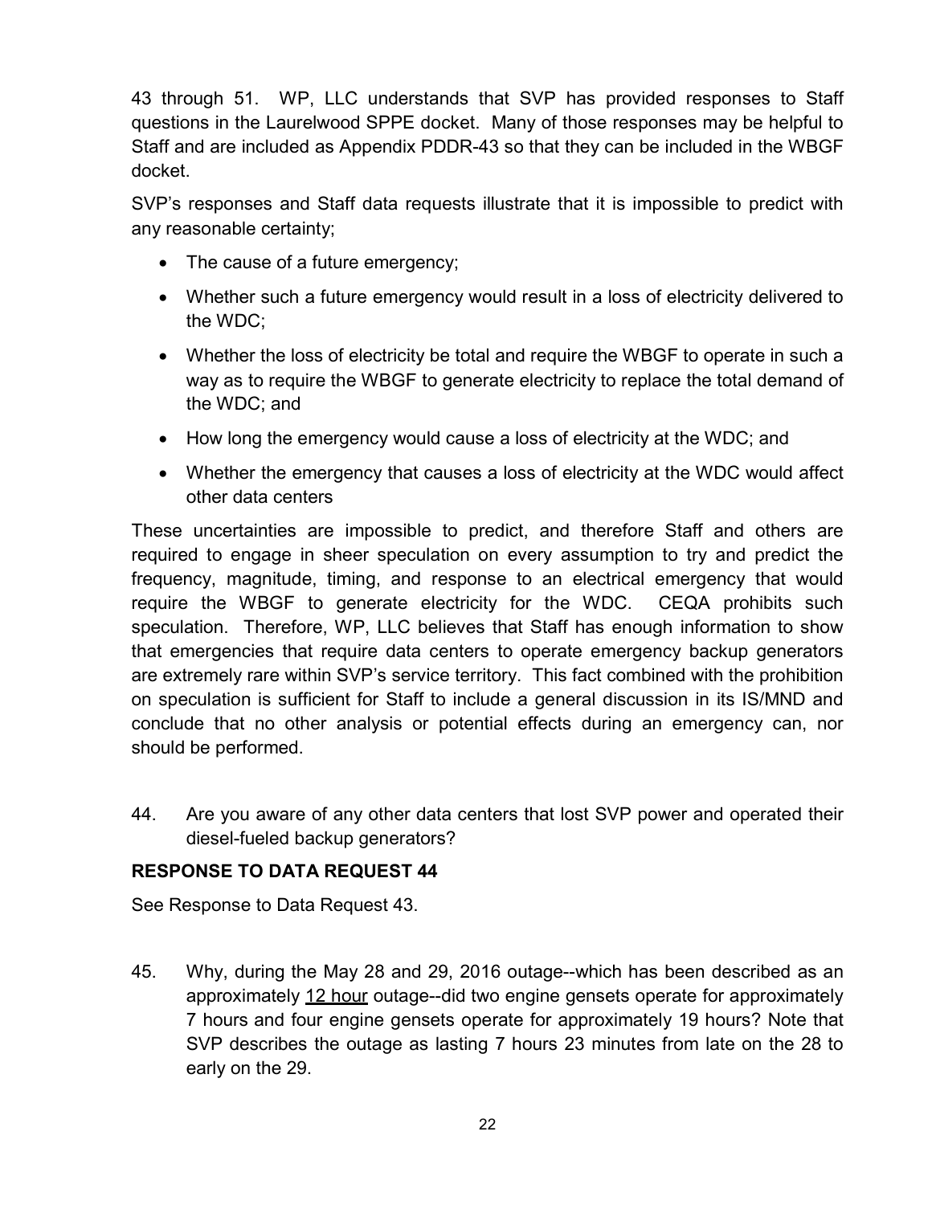43 through 51. WP, LLC understands that SVP has provided responses to Staff questions in the Laurelwood SPPE docket. Many of those responses may be helpful to Staff and are included as Appendix PDDR-43 so that they can be included in the WBGF docket.

SVP's responses and Staff data requests illustrate that it is impossible to predict with any reasonable certainty;

- The cause of a future emergency;
- Whether such a future emergency would result in a loss of electricity delivered to the WDC;
- Whether the loss of electricity be total and require the WBGF to operate in such a way as to require the WBGF to generate electricity to replace the total demand of the WDC; and
- How long the emergency would cause a loss of electricity at the WDC; and
- Whether the emergency that causes a loss of electricity at the WDC would affect other data centers

These uncertainties are impossible to predict, and therefore Staff and others are required to engage in sheer speculation on every assumption to try and predict the frequency, magnitude, timing, and response to an electrical emergency that would require the WBGF to generate electricity for the WDC. CEQA prohibits such speculation. Therefore, WP, LLC believes that Staff has enough information to show that emergencies that require data centers to operate emergency backup generators are extremely rare within SVP's service territory. This fact combined with the prohibition on speculation is sufficient for Staff to include a general discussion in its IS/MND and conclude that no other analysis or potential effects during an emergency can, nor should be performed.

44. Are you aware of any other data centers that lost SVP power and operated their diesel-fueled backup generators?

**RESPONSE TO DATA REQUEST 44**

See Response to Data Request 43.

45. Why, during the May 28 and 29, 2016 outage--which has been described as an approximately <u>12 hour</u> outage--did two engine gensets operate for approximately 7 hours and four engine gensets operate for approximately 19 hours? Note that SVP describes the outage as lasting 7 hours 23 minutes from late on the 28 to early on the 29.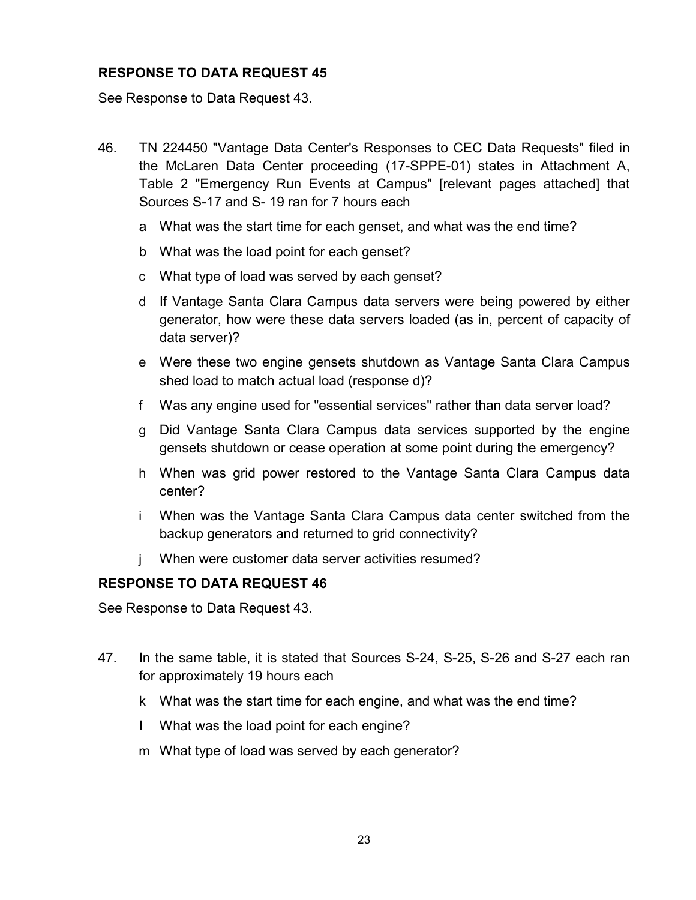**RESPONSE TO DATA REQUEST 45**

See Response to Data Request 43.

46. TN 224450 "Vantage Data Center's Responses to CEC Data Requests" filed in the McLaren Data Center proceeding (17-SPPE-01) states in Attachment A, Table 2 "Emergency Run Events at Campus" [relevant pages attached] that Sources S-17 and S- 19 ran for 7 hours each

    a What was the start time for each genset, and what was the end time?

    b What was the load point for each genset?

    c What type of load was served by each genset?

    d If Vantage Santa Clara Campus data servers were being powered by either generator, how were these data servers loaded (as in, percent of capacity of data server)?

    e Were these two engine gensets shutdown as Vantage Santa Clara Campus shed load to match actual load (response d)?

    f Was any engine used for "essential services" rather than data server load?

    g Did Vantage Santa Clara Campus data services supported by the engine gensets shutdown or cease operation at some point during the emergency?

    h When was grid power restored to the Vantage Santa Clara Campus data center?

    i When was the Vantage Santa Clara Campus data center switched from the backup generators and returned to grid connectivity?

    j When were customer data server activities resumed?

**RESPONSE TO DATA REQUEST 46**

See Response to Data Request 43.

47. In the same table, it is stated that Sources S-24, S-25, S-26 and S-27 each ran for approximately 19 hours each

    k What was the start time for each engine, and what was the end time?

    l What was the load point for each engine?

    m What type of load was served by each generator?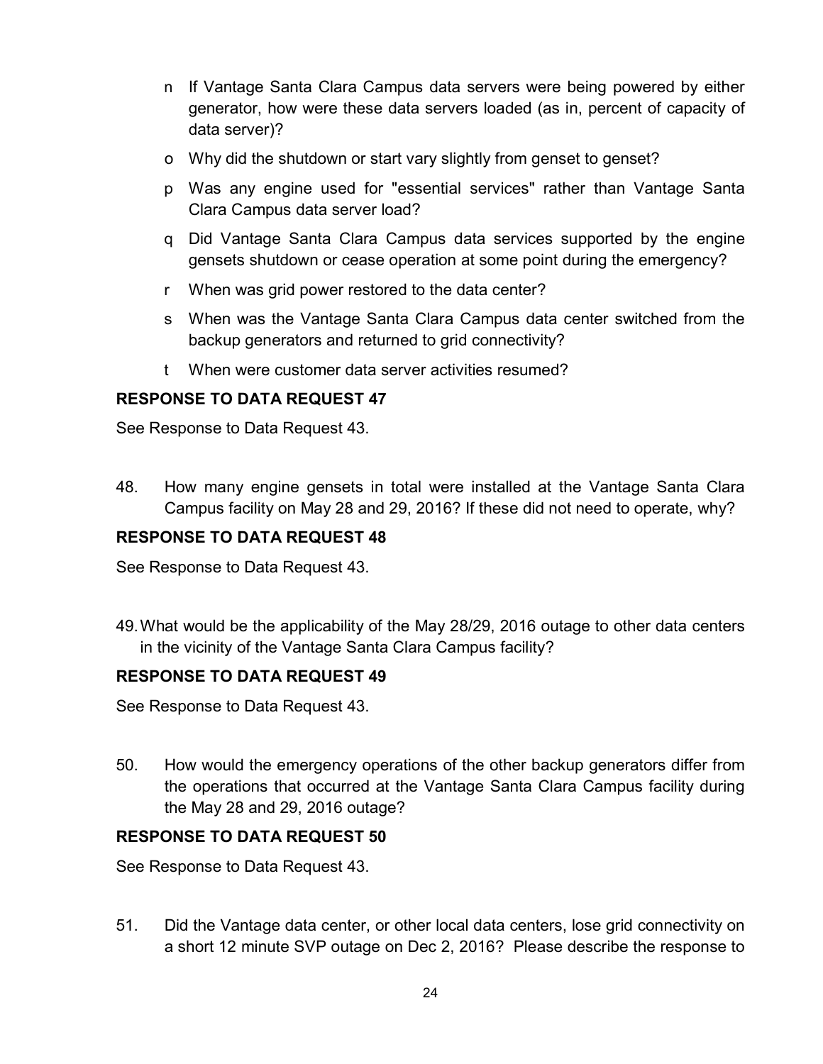n If Vantage Santa Clara Campus data servers were being powered by either generator, how were these data servers loaded (as in, percent of capacity of data server)?

o Why did the shutdown or start vary slightly from genset to genset?

p Was any engine used for "essential services" rather than Vantage Santa Clara Campus data server load?

q Did Vantage Santa Clara Campus data services supported by the engine gensets shutdown or cease operation at some point during the emergency?

r When was grid power restored to the data center?

s When was the Vantage Santa Clara Campus data center switched from the backup generators and returned to grid connectivity?

t When were customer data server activities resumed?

**RESPONSE TO DATA REQUEST 47**

See Response to Data Request 43.

48. How many engine gensets in total were installed at the Vantage Santa Clara Campus facility on May 28 and 29, 2016? If these did not need to operate, why?

**RESPONSE TO DATA REQUEST 48**

See Response to Data Request 43.

49. What would be the applicability of the May 28/29, 2016 outage to other data centers in the vicinity of the Vantage Santa Clara Campus facility?

**RESPONSE TO DATA REQUEST 49**

See Response to Data Request 43.

50. How would the emergency operations of the other backup generators differ from the operations that occurred at the Vantage Santa Clara Campus facility during the May 28 and 29, 2016 outage?

**RESPONSE TO DATA REQUEST 50**

See Response to Data Request 43.

51. Did the Vantage data center, or other local data centers, lose grid connectivity on a short 12 minute SVP outage on Dec 2, 2016? Please describe the response to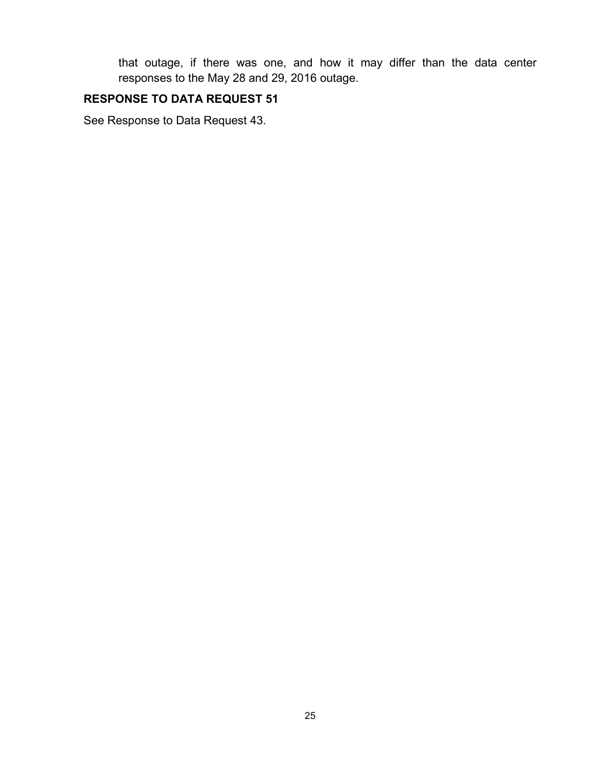that outage, if there was one, and how it may differ than the data center responses to the May 28 and 29, 2016 outage.

**RESPONSE TO DATA REQUEST 51**

See Response to Data Request 43.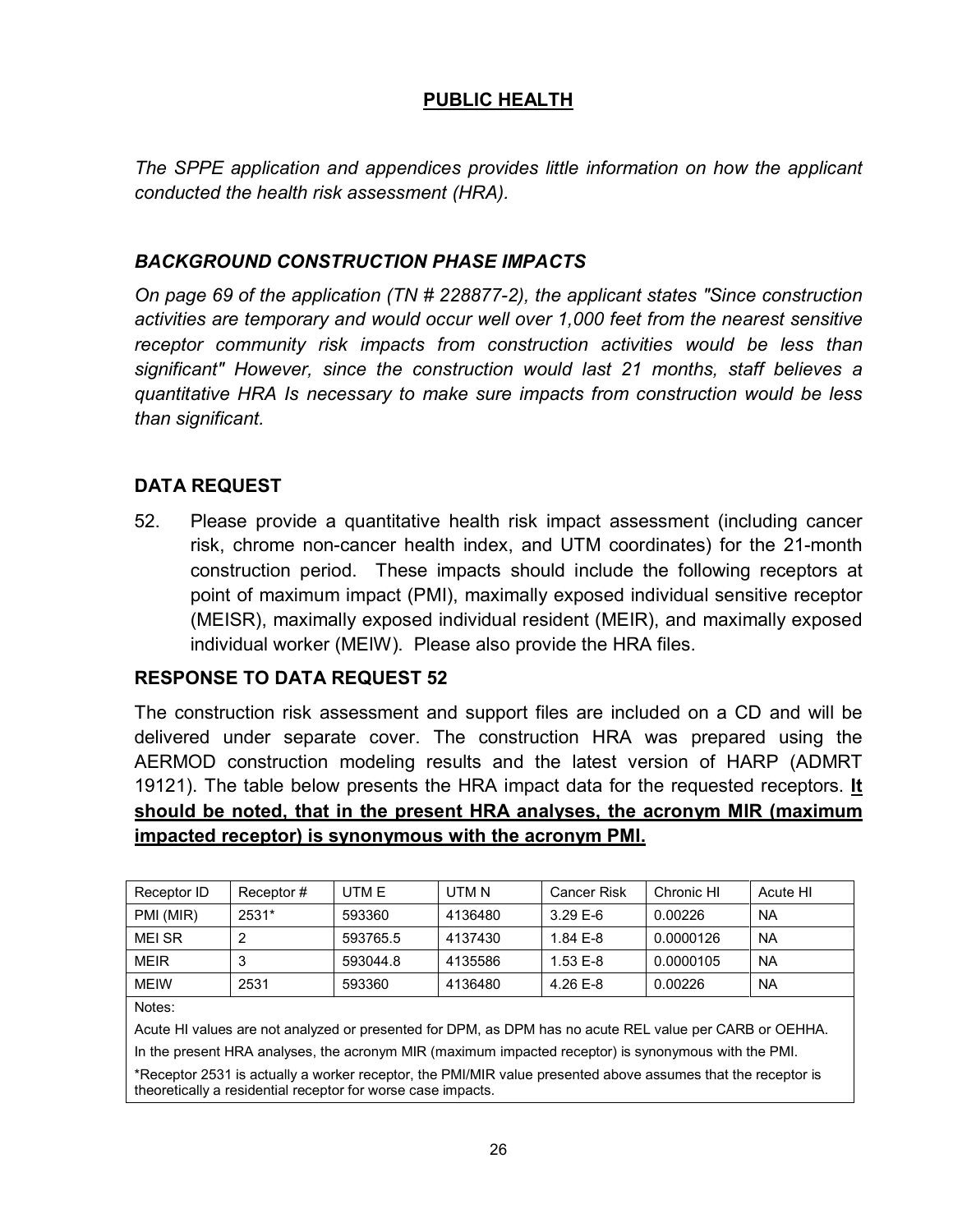## PUBLIC HEALTH

*The SPPE application and appendices provides little information on how the applicant conducted the health risk assessment (HRA).*

### *BACKGROUND CONSTRUCTION PHASE IMPACTS*

*On page 69 of the application (TN # 228877-2), the applicant states "Since construction activities are temporary and would occur well over 1,000 feet from the nearest sensitive receptor community risk impacts from construction activities would be less than significant" However, since the construction would last 21 months, staff believes a quantitative HRA Is necessary to make sure impacts from construction would be less than significant.*

### DATA REQUEST

52. Please provide a quantitative health risk impact assessment (including cancer risk, chrome non-cancer health index, and UTM coordinates) for the 21-month construction period. These impacts should include the following receptors at point of maximum impact (PMI), maximally exposed individual sensitive receptor (MEISR), maximally exposed individual resident (MEIR), and maximally exposed individual worker (MEIW). Please also provide the HRA files.

### RESPONSE TO DATA REQUEST 52

The construction risk assessment and support files are included on a CD and will be delivered under separate cover. The construction HRA was prepared using the AERMOD construction modeling results and the latest version of HARP (ADMRT 19121). The table below presents the HRA impact data for the requested receptors. **It should be noted, that in the present HRA analyses, the acronym MIR (maximum impacted receptor) is synonymous with the acronym PMI.**

| Receptor ID | Receptor # | UTM E | UTM N | Cancer Risk | Chronic HI | Acute HI |
|---|---|---|---|---|---|---|
| PMI (MIR) | 2531* | 593360 | 4136480 | 3.29 E-6 | 0.00226 | NA |
| MEI SR | 2 | 593765.5 | 4137430 | 1.84 E-8 | 0.0000126 | NA |
| MEIR | 3 | 593044.8 | 4135586 | 1.53 E-8 | 0.0000105 | NA |
| MEIW | 2531 | 593360 | 4136480 | 4.26 E-8 | 0.00226 | NA |

Notes:

Acute HI values are not analyzed or presented for DPM, as DPM has no acute REL value per CARB or OEHHA.

In the present HRA analyses, the acronym MIR (maximum impacted receptor) is synonymous with the PMI.

*Receptor 2531 is actually a worker receptor, the PMI/MIR value presented above assumes that the receptor is theoretically a residential receptor for worse case impacts.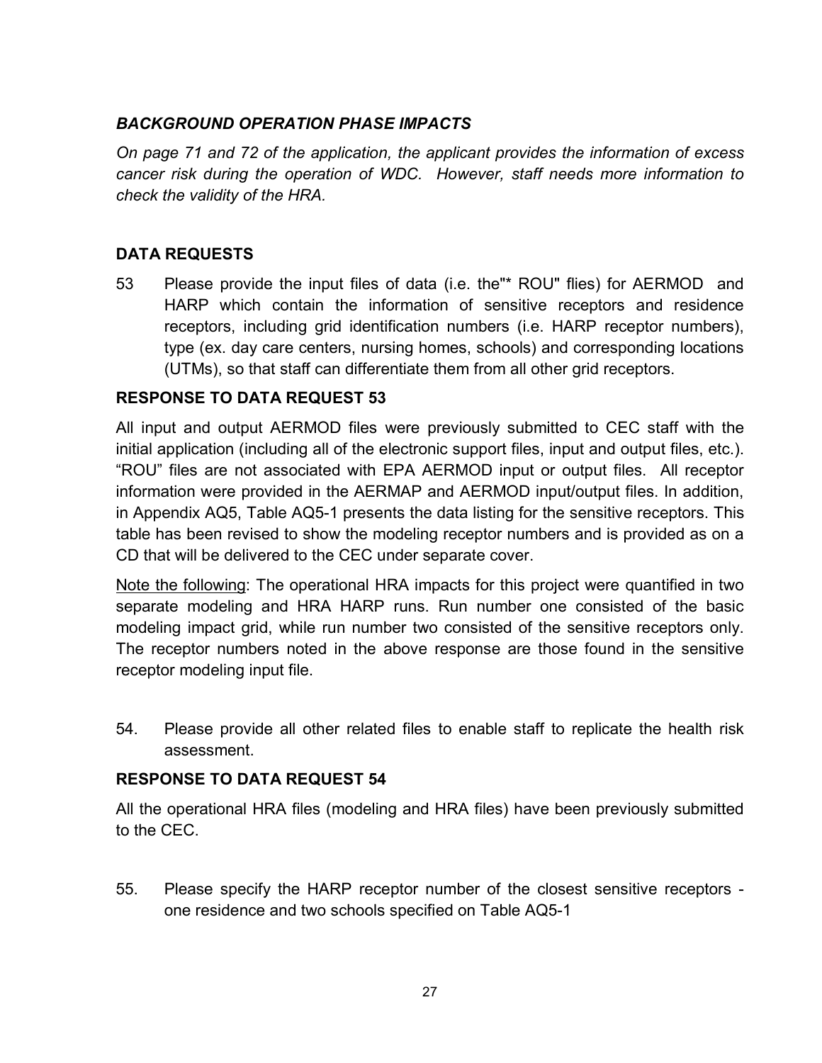### *BACKGROUND OPERATION PHASE IMPACTS*

*On page 71 and 72 of the application, the applicant provides the information of excess cancer risk during the operation of WDC. However, staff needs more information to check the validity of the HRA.*

### DATA REQUESTS

53 Please provide the input files of data (i.e. the"* ROU" flies) for AERMOD and HARP which contain the information of sensitive receptors and residence receptors, including grid identification numbers (i.e. HARP receptor numbers), type (ex. day care centers, nursing homes, schools) and corresponding locations (UTMs), so that staff can differentiate them from all other grid receptors.

### RESPONSE TO DATA REQUEST 53

All input and output AERMOD files were previously submitted to CEC staff with the initial application (including all of the electronic support files, input and output files, etc.). "ROU" files are not associated with EPA AERMOD input or output files. All receptor information were provided in the AERMAP and AERMOD input/output files. In addition, in Appendix AQ5, Table AQ5-1 presents the data listing for the sensitive receptors. This table has been revised to show the modeling receptor numbers and is provided as on a CD that will be delivered to the CEC under separate cover.

<u>Note the following</u>: The operational HRA impacts for this project were quantified in two separate modeling and HRA HARP runs. Run number one consisted of the basic modeling impact grid, while run number two consisted of the sensitive receptors only. The receptor numbers noted in the above response are those found in the sensitive receptor modeling input file.

54. Please provide all other related files to enable staff to replicate the health risk assessment.

### RESPONSE TO DATA REQUEST 54

All the operational HRA files (modeling and HRA files) have been previously submitted to the CEC.

55. Please specify the HARP receptor number of the closest sensitive receptors - one residence and two schools specified on Table AQ5-1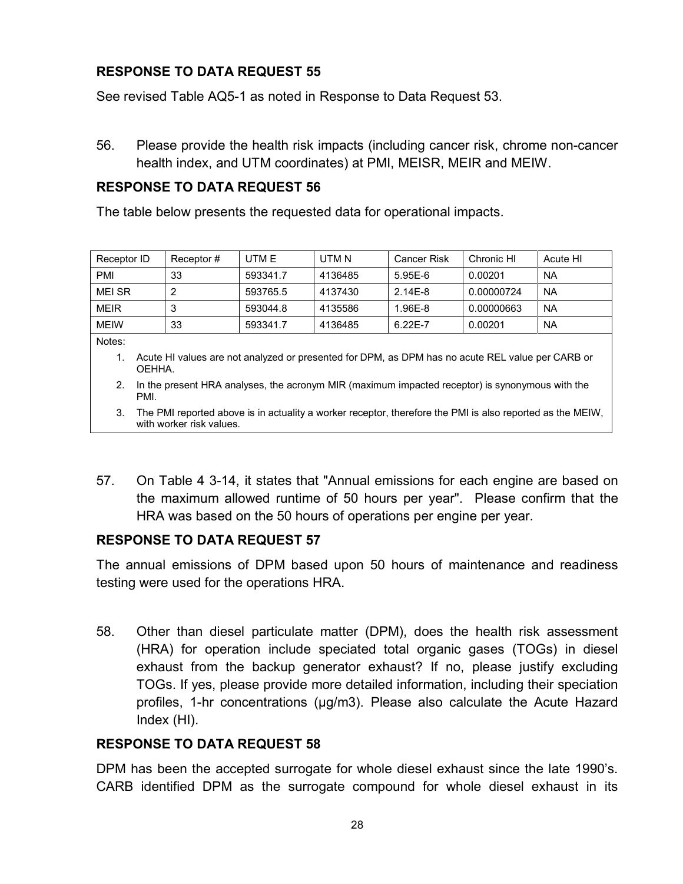**RESPONSE TO DATA REQUEST 55**

See revised Table AQ5-1 as noted in Response to Data Request 53.

56. Please provide the health risk impacts (including cancer risk, chrome non-cancer health index, and UTM coordinates) at PMI, MEISR, MEIR and MEIW.

**RESPONSE TO DATA REQUEST 56**

The table below presents the requested data for operational impacts.

| Receptor ID | Receptor # | UTM E | UTM N | Cancer Risk | Chronic HI | Acute HI |
|---|---|---|---|---|---|---|
| PMI | 33 | 593341.7 | 4136485 | 5.95E-6 | 0.00201 | NA |
| MEI SR | 2 | 593765.5 | 4137430 | 2.14E-8 | 0.00000724 | NA |
| MEIR | 3 | 593044.8 | 4135586 | 1.96E-8 | 0.00000663 | NA |
| MEIW | 33 | 593341.7 | 4136485 | 6.22E-7 | 0.00201 | NA |

Notes:

1. Acute HI values are not analyzed or presented for DPM, as DPM has no acute REL value per CARB or OEHHA.
2. In the present HRA analyses, the acronym MIR (maximum impacted receptor) is synonymous with the PMI.
3. The PMI reported above is in actuality a worker receptor, therefore the PMI is also reported as the MEIW, with worker risk values.

57. On Table 4 3-14, it states that "Annual emissions for each engine are based on the maximum allowed runtime of 50 hours per year". Please confirm that the HRA was based on the 50 hours of operations per engine per year.

**RESPONSE TO DATA REQUEST 57**

The annual emissions of DPM based upon 50 hours of maintenance and readiness testing were used for the operations HRA.

58. Other than diesel particulate matter (DPM), does the health risk assessment (HRA) for operation include speciated total organic gases (TOGs) in diesel exhaust from the backup generator exhaust? If no, please justify excluding TOGs. If yes, please provide more detailed information, including their speciation profiles, 1-hr concentrations (μg/m3). Please also calculate the Acute Hazard Index (HI).

**RESPONSE TO DATA REQUEST 58**

DPM has been the accepted surrogate for whole diesel exhaust since the late 1990's. CARB identified DPM as the surrogate compound for whole diesel exhaust in its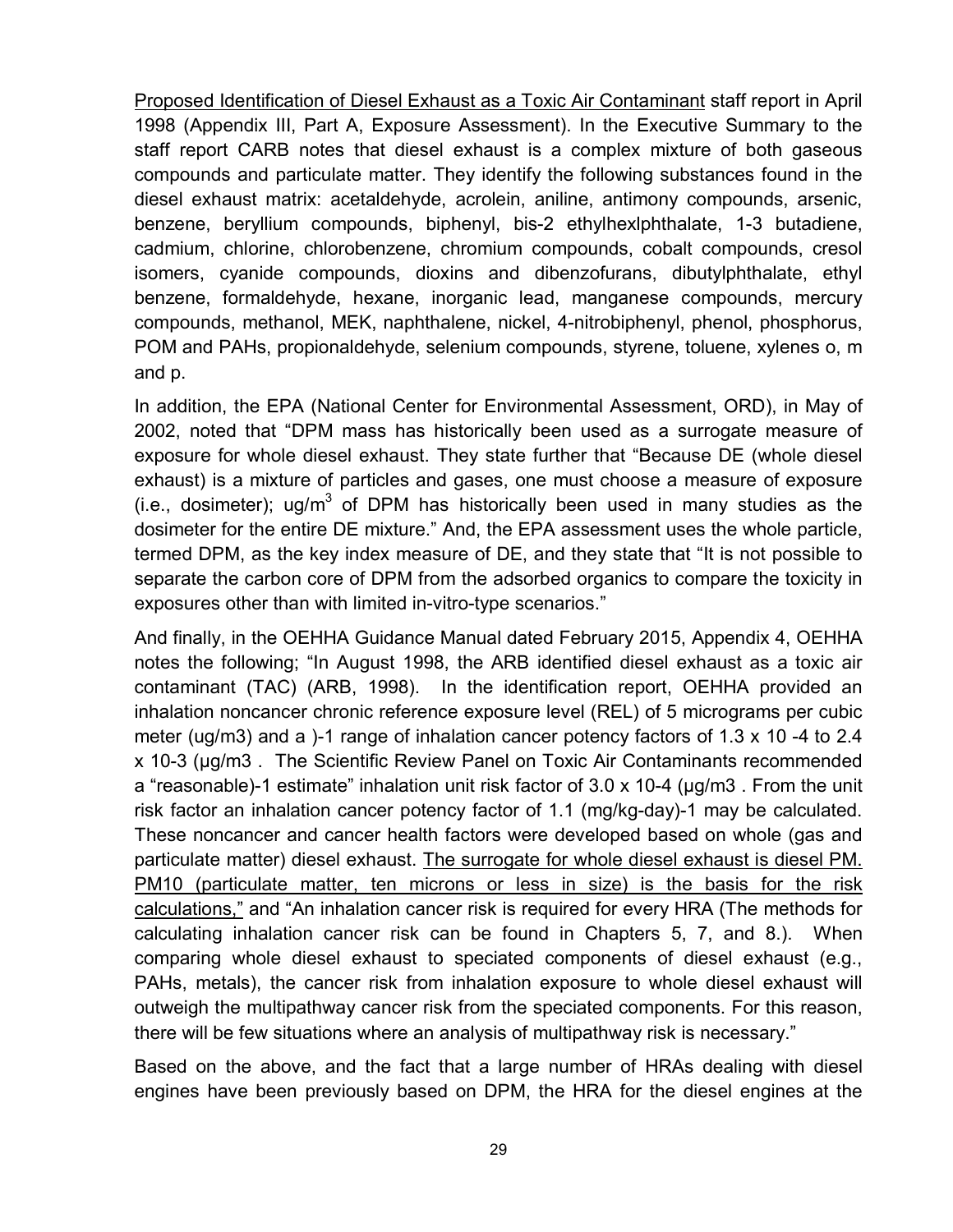Proposed Identification of Diesel Exhaust as a Toxic Air Contaminant staff report in April 1998 (Appendix III, Part A, Exposure Assessment). In the Executive Summary to the staff report CARB notes that diesel exhaust is a complex mixture of both gaseous compounds and particulate matter. They identify the following substances found in the diesel exhaust matrix: acetaldehyde, acrolein, aniline, antimony compounds, arsenic, benzene, beryllium compounds, biphenyl, bis-2 ethylhexlphthalate, 1-3 butadiene, cadmium, chlorine, chlorobenzene, chromium compounds, cobalt compounds, cresol isomers, cyanide compounds, dioxins and dibenzofurans, dibutylphthalate, ethyl benzene, formaldehyde, hexane, inorganic lead, manganese compounds, mercury compounds, methanol, MEK, naphthalene, nickel, 4-nitrobiphenyl, phenol, phosphorus, POM and PAHs, propionaldehyde, selenium compounds, styrene, toluene, xylenes o, m and p.

In addition, the EPA (National Center for Environmental Assessment, ORD), in May of 2002, noted that "DPM mass has historically been used as a surrogate measure of exposure for whole diesel exhaust. They state further that "Because DE (whole diesel exhaust) is a mixture of particles and gases, one must choose a measure of exposure (i.e., dosimeter); ug/m$^3$ of DPM has historically been used in many studies as the dosimeter for the entire DE mixture." And, the EPA assessment uses the whole particle, termed DPM, as the key index measure of DE, and they state that "It is not possible to separate the carbon core of DPM from the adsorbed organics to compare the toxicity in exposures other than with limited in-vitro-type scenarios."

And finally, in the OEHHA Guidance Manual dated February 2015, Appendix 4, OEHHA notes the following; "In August 1998, the ARB identified diesel exhaust as a toxic air contaminant (TAC) (ARB, 1998). In the identification report, OEHHA provided an inhalation noncancer chronic reference exposure level (REL) of 5 micrograms per cubic meter (ug/m3) and a )-1 range of inhalation cancer potency factors of 1.3 x 10 -4 to 2.4 x 10-3 (µg/m3 . The Scientific Review Panel on Toxic Air Contaminants recommended a "reasonable)-1 estimate" inhalation unit risk factor of 3.0 x 10-4 (µg/m3 . From the unit risk factor an inhalation cancer potency factor of 1.1 (mg/kg-day)-1 may be calculated. These noncancer and cancer health factors were developed based on whole (gas and particulate matter) diesel exhaust. The surrogate for whole diesel exhaust is diesel PM. PM10 (particulate matter, ten microns or less in size) is the basis for the risk calculations," and "An inhalation cancer risk is required for every HRA (The methods for calculating inhalation cancer risk can be found in Chapters 5, 7, and 8.). When comparing whole diesel exhaust to speciated components of diesel exhaust (e.g., PAHs, metals), the cancer risk from inhalation exposure to whole diesel exhaust will outweigh the multipathway cancer risk from the speciated components. For this reason, there will be few situations where an analysis of multipathway risk is necessary."

Based on the above, and the fact that a large number of HRAs dealing with diesel engines have been previously based on DPM, the HRA for the diesel engines at the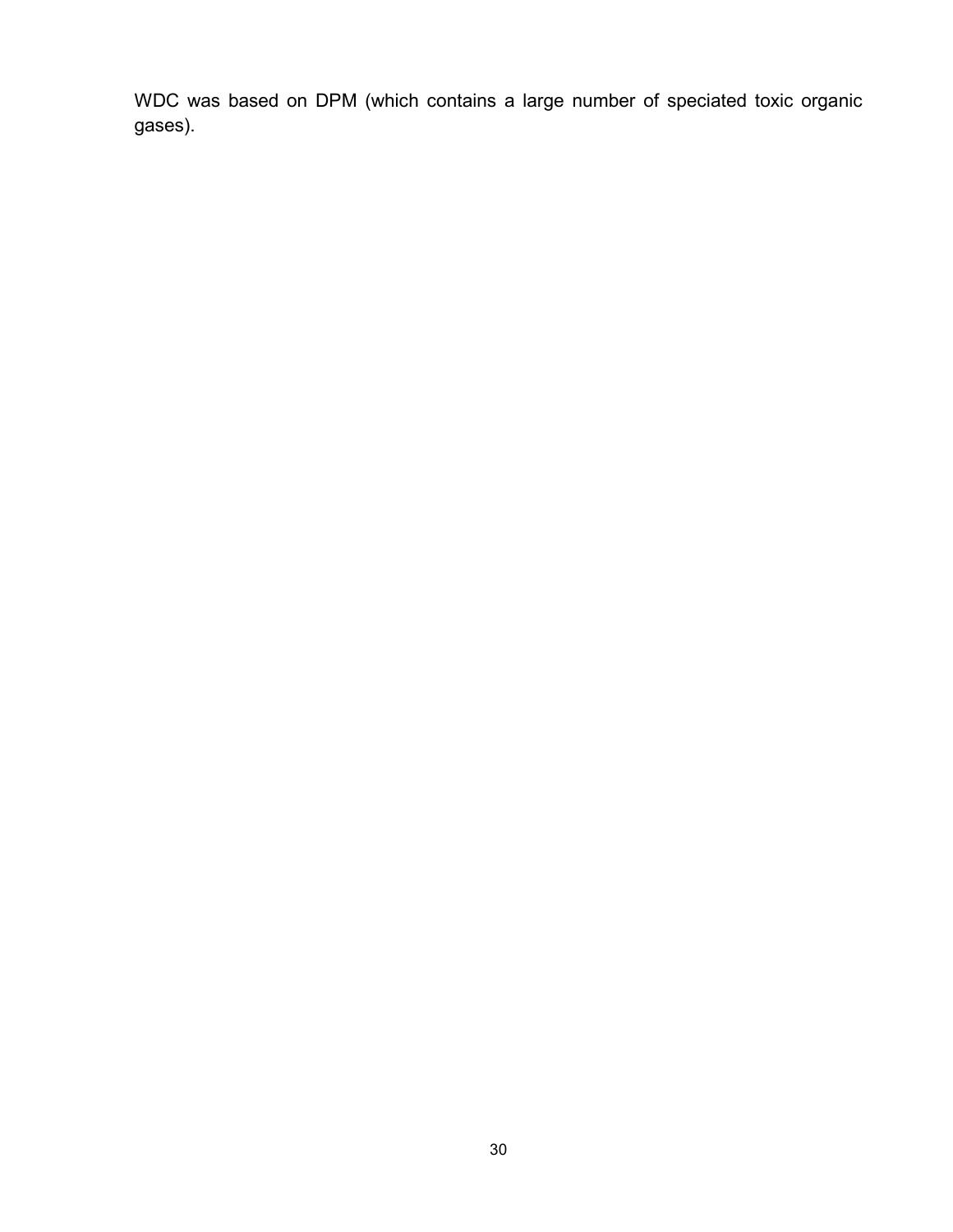WDC was based on DPM (which contains a large number of speciated toxic organic gases).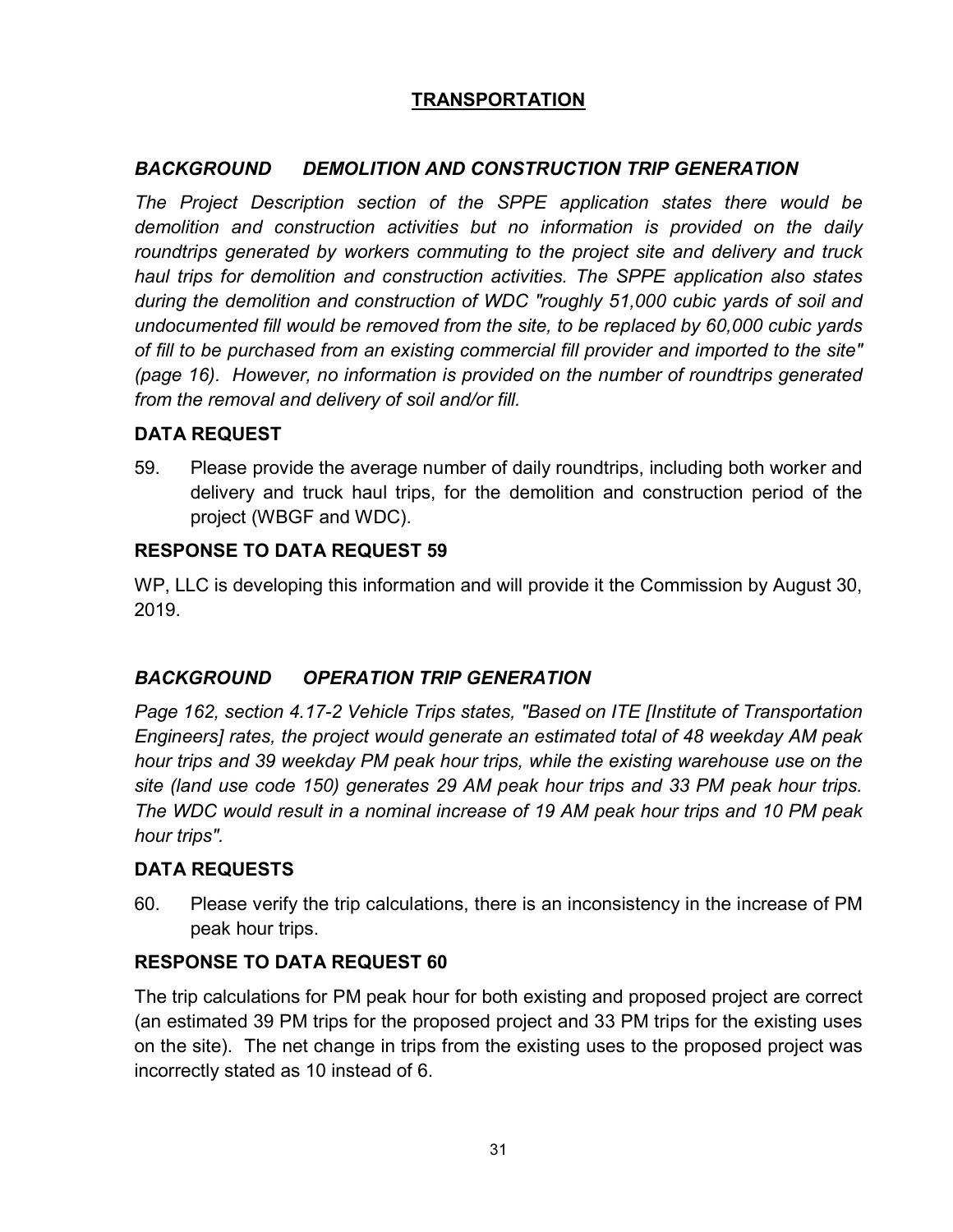## <u>TRANSPORTATION</u>

### *BACKGROUND DEMOLITION AND CONSTRUCTION TRIP GENERATION*

*The Project Description section of the SPPE application states there would be demolition and construction activities but no information is provided on the daily roundtrips generated by workers commuting to the project site and delivery and truck haul trips for demolition and construction activities. The SPPE application also states during the demolition and construction of WDC "roughly 51,000 cubic yards of soil and undocumented fill would be removed from the site, to be replaced by 60,000 cubic yards of fill to be purchased from an existing commercial fill provider and imported to the site" (page 16). However, no information is provided on the number of roundtrips generated from the removal and delivery of soil and/or fill.*

### DATA REQUEST

59. Please provide the average number of daily roundtrips, including both worker and delivery and truck haul trips, for the demolition and construction period of the project (WBGF and WDC).

### RESPONSE TO DATA REQUEST 59

WP, LLC is developing this information and will provide it the Commission by August 30, 2019.

### *BACKGROUND OPERATION TRIP GENERATION*

*Page 162, section 4.17-2 Vehicle Trips states, "Based on ITE [Institute of Transportation Engineers] rates, the project would generate an estimated total of 48 weekday AM peak hour trips and 39 weekday PM peak hour trips, while the existing warehouse use on the site (land use code 150) generates 29 AM peak hour trips and 33 PM peak hour trips. The WDC would result in a nominal increase of 19 AM peak hour trips and 10 PM peak hour trips".*

### DATA REQUESTS

60. Please verify the trip calculations, there is an inconsistency in the increase of PM peak hour trips.

### RESPONSE TO DATA REQUEST 60

The trip calculations for PM peak hour for both existing and proposed project are correct (an estimated 39 PM trips for the proposed project and 33 PM trips for the existing uses on the site). The net change in trips from the existing uses to the proposed project was incorrectly stated as 10 instead of 6.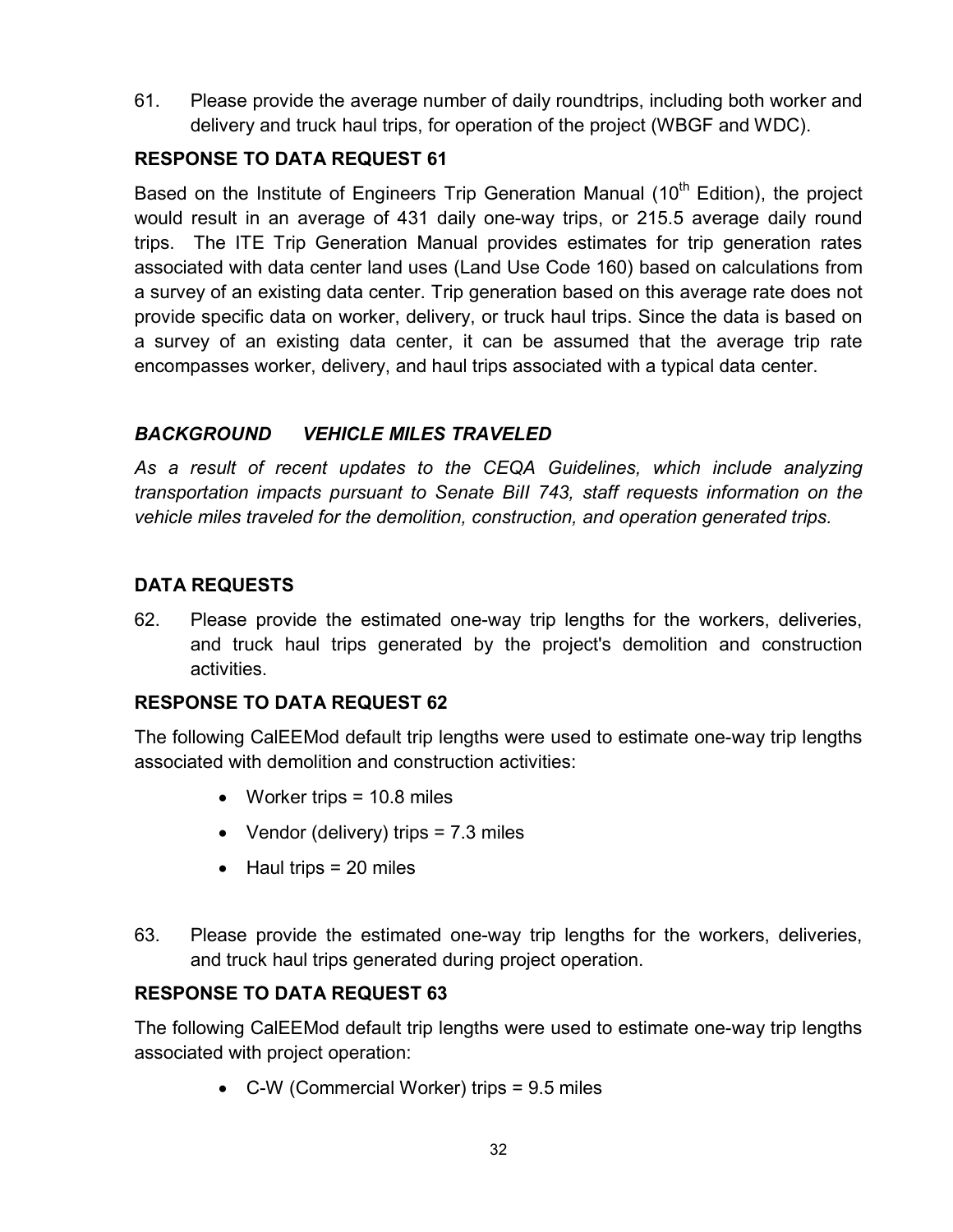61. Please provide the average number of daily roundtrips, including both worker and delivery and truck haul trips, for operation of the project (WBGF and WDC).

**RESPONSE TO DATA REQUEST 61**

Based on the Institute of Engineers Trip Generation Manual (10th Edition), the project would result in an average of 431 daily one-way trips, or 215.5 average daily round trips. The ITE Trip Generation Manual provides estimates for trip generation rates associated with data center land uses (Land Use Code 160) based on calculations from a survey of an existing data center. Trip generation based on this average rate does not provide specific data on worker, delivery, or truck haul trips. Since the data is based on a survey of an existing data center, it can be assumed that the average trip rate encompasses worker, delivery, and haul trips associated with a typical data center.

***BACKGROUND VEHICLE MILES TRAVELED***

*As a result of recent updates to the CEQA Guidelines, which include analyzing transportation impacts pursuant to Senate Bill 743, staff requests information on the vehicle miles traveled for the demolition, construction, and operation generated trips.*

**DATA REQUESTS**

62. Please provide the estimated one-way trip lengths for the workers, deliveries, and truck haul trips generated by the project's demolition and construction activities.

**RESPONSE TO DATA REQUEST 62**

The following CalEEMod default trip lengths were used to estimate one-way trip lengths associated with demolition and construction activities:

- Worker trips = 10.8 miles
- Vendor (delivery) trips = 7.3 miles
- Haul trips = 20 miles

63. Please provide the estimated one-way trip lengths for the workers, deliveries, and truck haul trips generated during project operation.

**RESPONSE TO DATA REQUEST 63**

The following CalEEMod default trip lengths were used to estimate one-way trip lengths associated with project operation:

- C-W (Commercial Worker) trips = 9.5 miles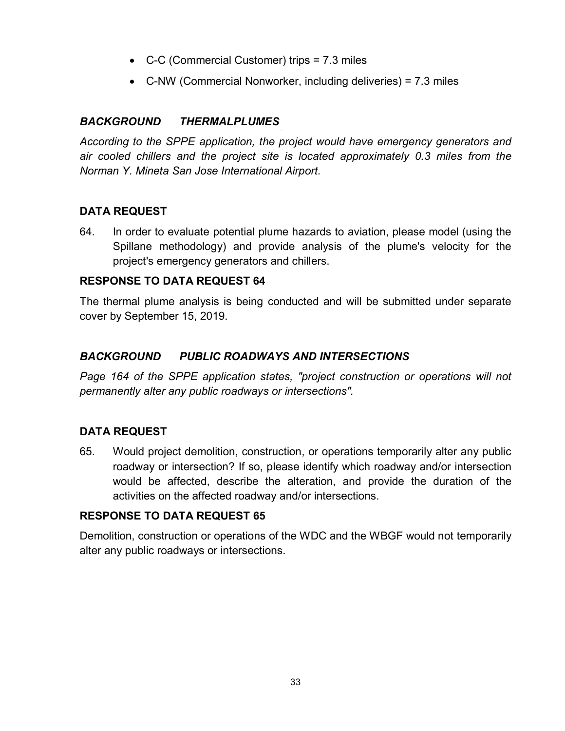- C-C (Commercial Customer) trips = 7.3 miles
- C-NW (Commercial Nonworker, including deliveries) = 7.3 miles

***BACKGROUND THERMALPLUMES***

*According to the SPPE application, the project would have emergency generators and air cooled chillers and the project site is located approximately 0.3 miles from the Norman Y. Mineta San Jose International Airport.*

**DATA REQUEST**

64. In order to evaluate potential plume hazards to aviation, please model (using the Spillane methodology) and provide analysis of the plume's velocity for the project's emergency generators and chillers.

**RESPONSE TO DATA REQUEST 64**

The thermal plume analysis is being conducted and will be submitted under separate cover by September 15, 2019.

***BACKGROUND PUBLIC ROADWAYS AND INTERSECTIONS***

*Page 164 of the SPPE application states, "project construction or operations will not permanently alter any public roadways or intersections".*

**DATA REQUEST**

65. Would project demolition, construction, or operations temporarily alter any public roadway or intersection? If so, please identify which roadway and/or intersection would be affected, describe the alteration, and provide the duration of the activities on the affected roadway and/or intersections.

**RESPONSE TO DATA REQUEST 65**

Demolition, construction or operations of the WDC and the WBGF would not temporarily alter any public roadways or intersections.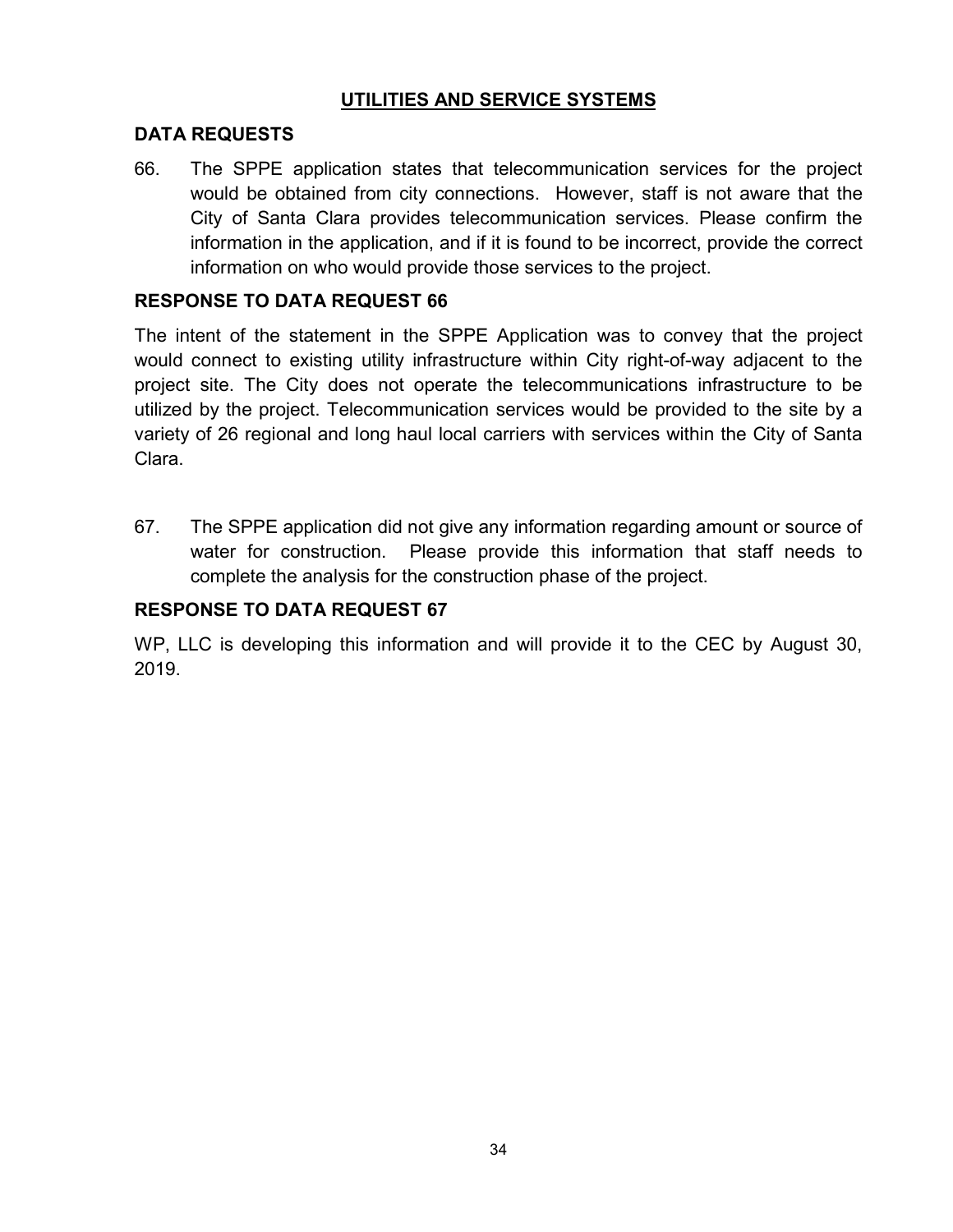## UTILITIES AND SERVICE SYSTEMS

### DATA REQUESTS

66. The SPPE application states that telecommunication services for the project would be obtained from city connections. However, staff is not aware that the City of Santa Clara provides telecommunication services. Please confirm the information in the application, and if it is found to be incorrect, provide the correct information on who would provide those services to the project.

### RESPONSE TO DATA REQUEST 66

The intent of the statement in the SPPE Application was to convey that the project would connect to existing utility infrastructure within City right-of-way adjacent to the project site. The City does not operate the telecommunications infrastructure to be utilized by the project. Telecommunication services would be provided to the site by a variety of 26 regional and long haul local carriers with services within the City of Santa Clara.

67. The SPPE application did not give any information regarding amount or source of water for construction. Please provide this information that staff needs to complete the analysis for the construction phase of the project.

### RESPONSE TO DATA REQUEST 67

WP, LLC is developing this information and will provide it to the CEC by August 30, 2019.